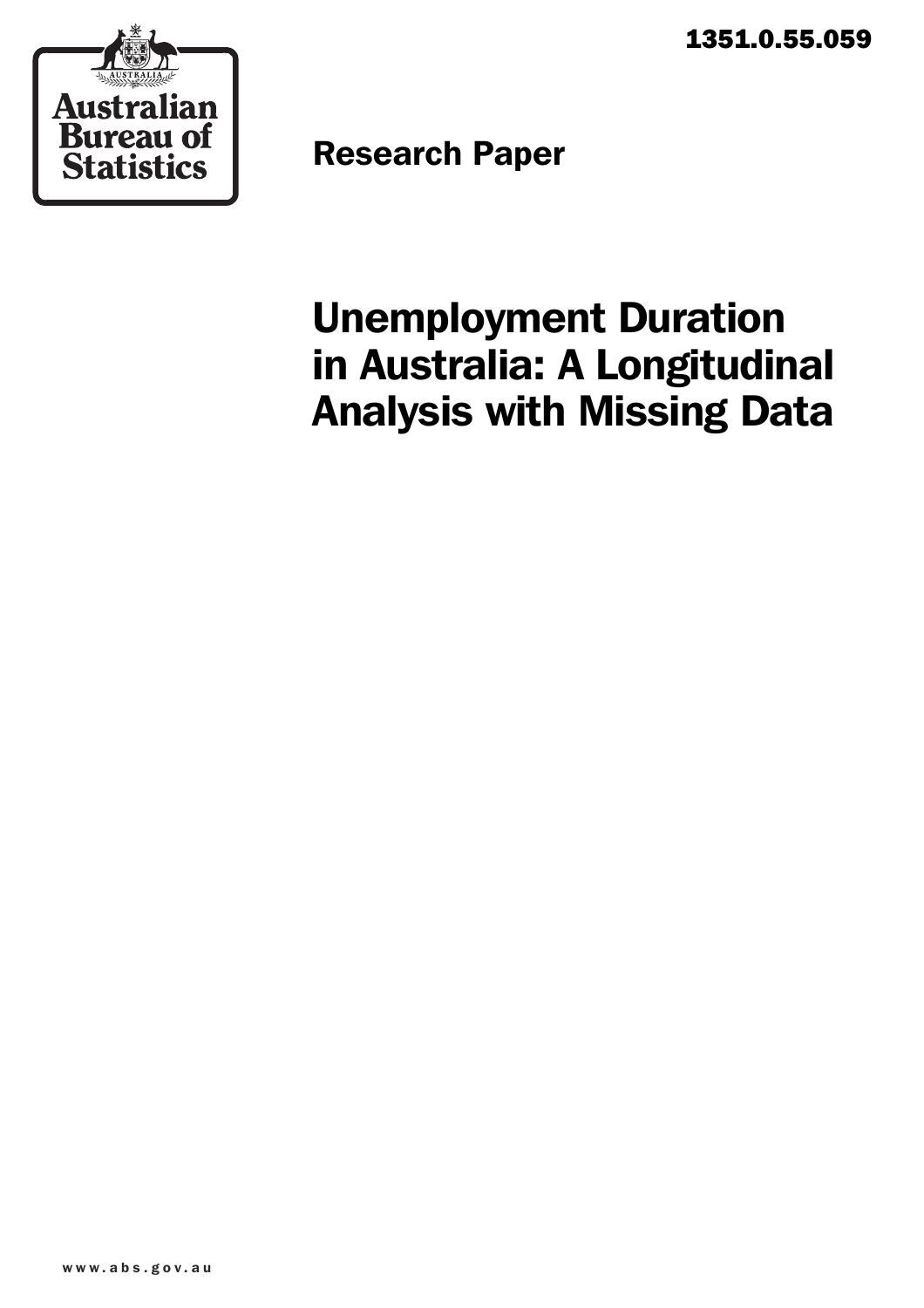1351.0.55.059

Australian Bureau of Statistics

Research Paper

# Unemployment Duration in Australia: A Longitudinal Analysis with Missing Data

www.abs.gov.au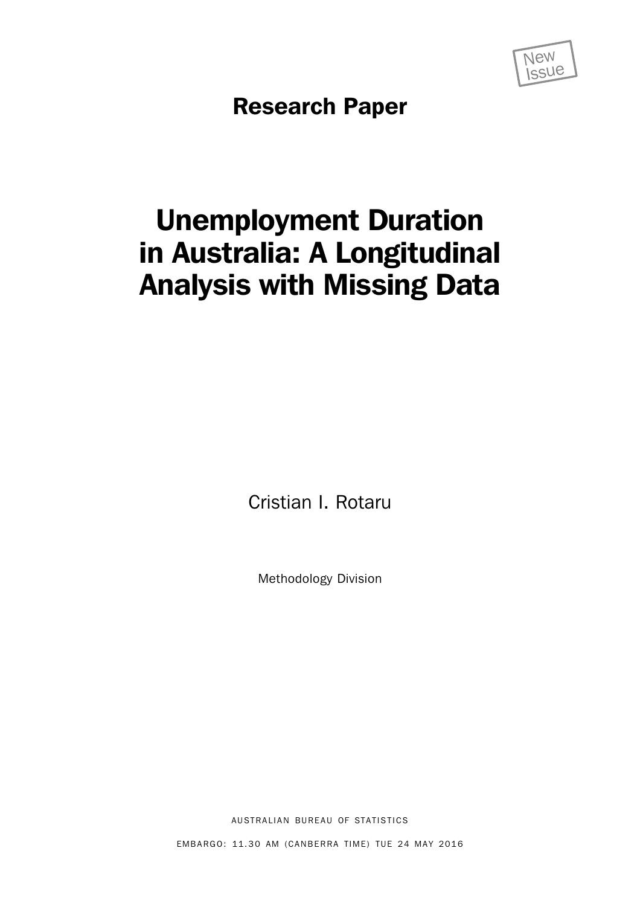New Issue

**Research Paper**

# Unemployment Duration in Australia: A Longitudinal Analysis with Missing Data

Cristian I. Rotaru

Methodology Division

AUSTRALIAN BUREAU OF STATISTICS

EMBARGO: 11.30 AM (CANBERRA TIME) TUE 24 MAY 2016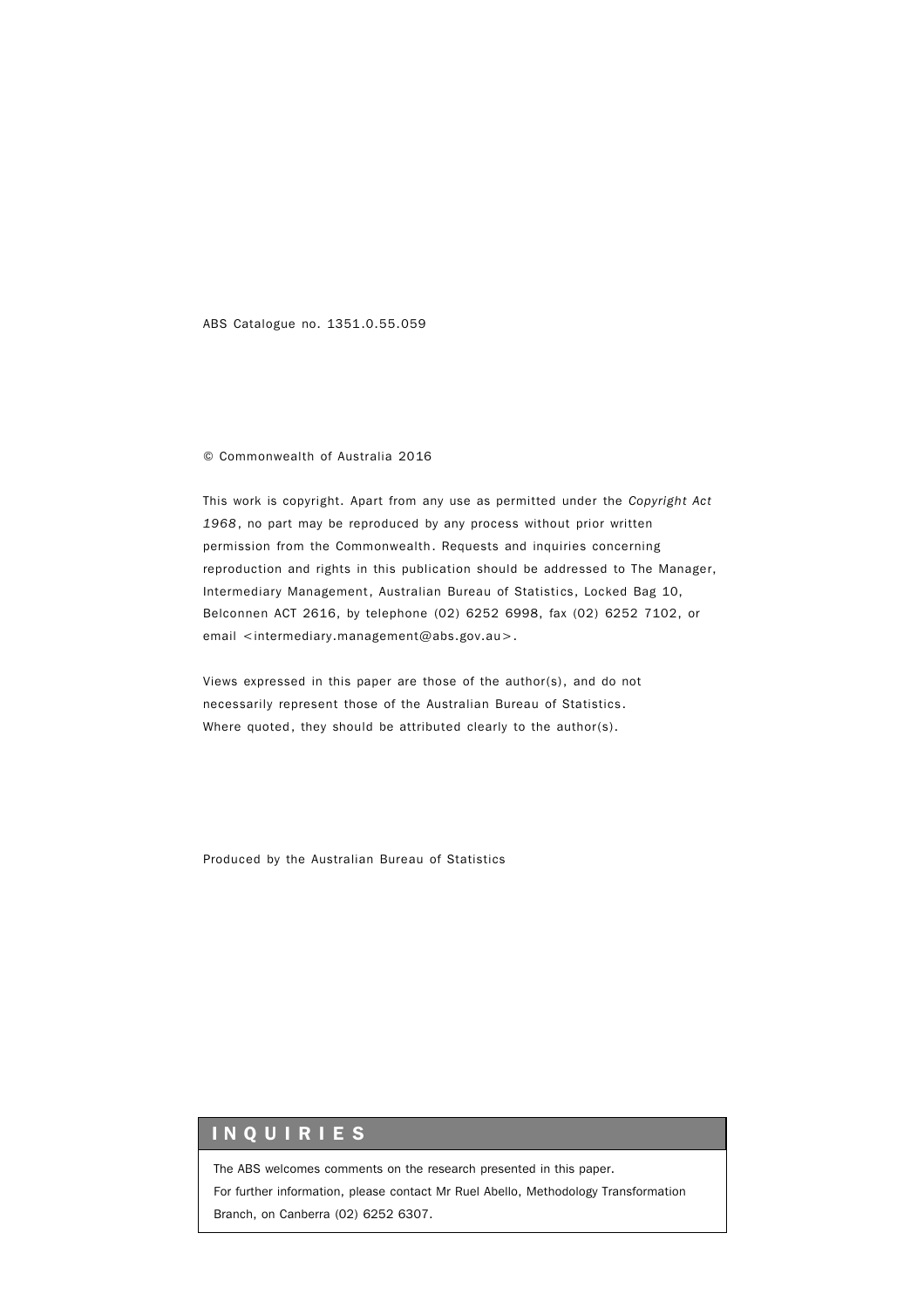ABS Catalogue no. 1351.0.55.059

© Commonwealth of Australia 2016

This work is copyright. Apart from any use as permitted under the *Copyright Act 1968*, no part may be reproduced by any process without prior written permission from the Commonwealth. Requests and inquiries concerning reproduction and rights in this publication should be addressed to The Manager, Intermediary Management, Australian Bureau of Statistics, Locked Bag 10, Belconnen ACT 2616, by telephone (02) 6252 6998, fax (02) 6252 7102, or email <intermediary.management@abs.gov.au>.

Views expressed in this paper are those of the author(s), and do not necessarily represent those of the Australian Bureau of Statistics. Where quoted, they should be attributed clearly to the author(s).

Produced by the Australian Bureau of Statistics

## INQUIRIES

The ABS welcomes comments on the research presented in this paper.
For further information, please contact Mr Ruel Abello, Methodology Transformation Branch, on Canberra (02) 6252 6307.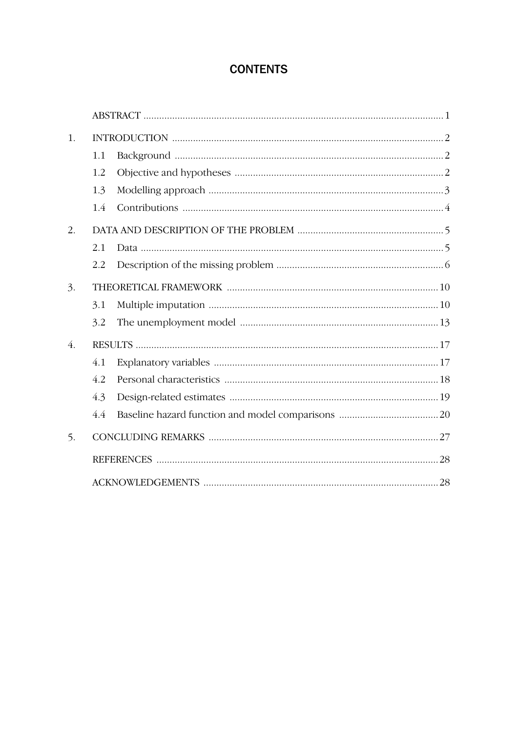# CONTENTS

| | | |
|---|---|---|
| | ABSTRACT | 1 |
| 1. | INTRODUCTION | 2 |
| | 1.1 Background | 2 |
| | 1.2 Objective and hypotheses | 2 |
| | 1.3 Modelling approach | 3 |
| | 1.4 Contributions | 4 |
| 2. | DATA AND DESCRIPTION OF THE PROBLEM | 5 |
| | 2.1 Data | 5 |
| | 2.2 Description of the missing problem | 6 |
| 3. | THEORETICAL FRAMEWORK | 10 |
| | 3.1 Multiple imputation | 10 |
| | 3.2 The unemployment model | 13 |
| 4. | RESULTS | 17 |
| | 4.1 Explanatory variables | 17 |
| | 4.2 Personal characteristics | 18 |
| | 4.3 Design-related estimates | 19 |
| | 4.4 Baseline hazard function and model comparisons | 20 |
| 5. | CONCLUDING REMARKS | 27 |
| | REFERENCES | 28 |
| | ACKNOWLEDGEMENTS | 28 |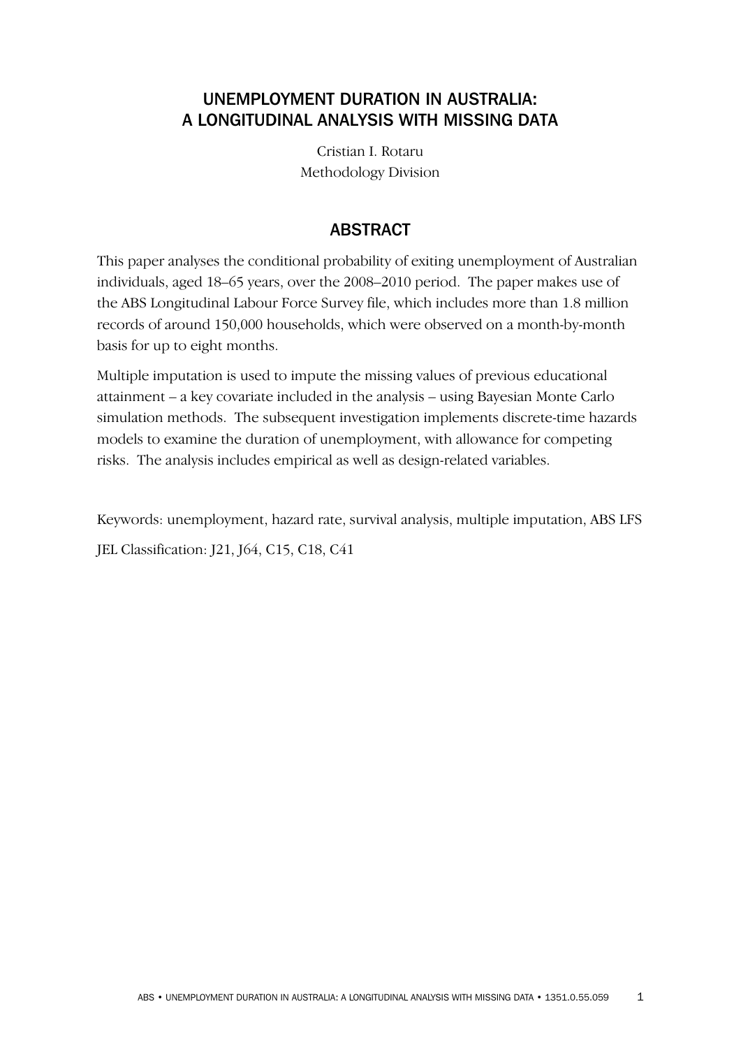# UNEMPLOYMENT DURATION IN AUSTRALIA: A LONGITUDINAL ANALYSIS WITH MISSING DATA

Cristian I. Rotaru
Methodology Division

## ABSTRACT

This paper analyses the conditional probability of exiting unemployment of Australian individuals, aged 18–65 years, over the 2008–2010 period. The paper makes use of the ABS Longitudinal Labour Force Survey file, which includes more than 1.8 million records of around 150,000 households, which were observed on a month-by-month basis for up to eight months.

Multiple imputation is used to impute the missing values of previous educational attainment – a key covariate included in the analysis – using Bayesian Monte Carlo simulation methods. The subsequent investigation implements discrete-time hazards models to examine the duration of unemployment, with allowance for competing risks. The analysis includes empirical as well as design-related variables.

Keywords: unemployment, hazard rate, survival analysis, multiple imputation, ABS LFS

JEL Classification: J21, J64, C15, C18, C41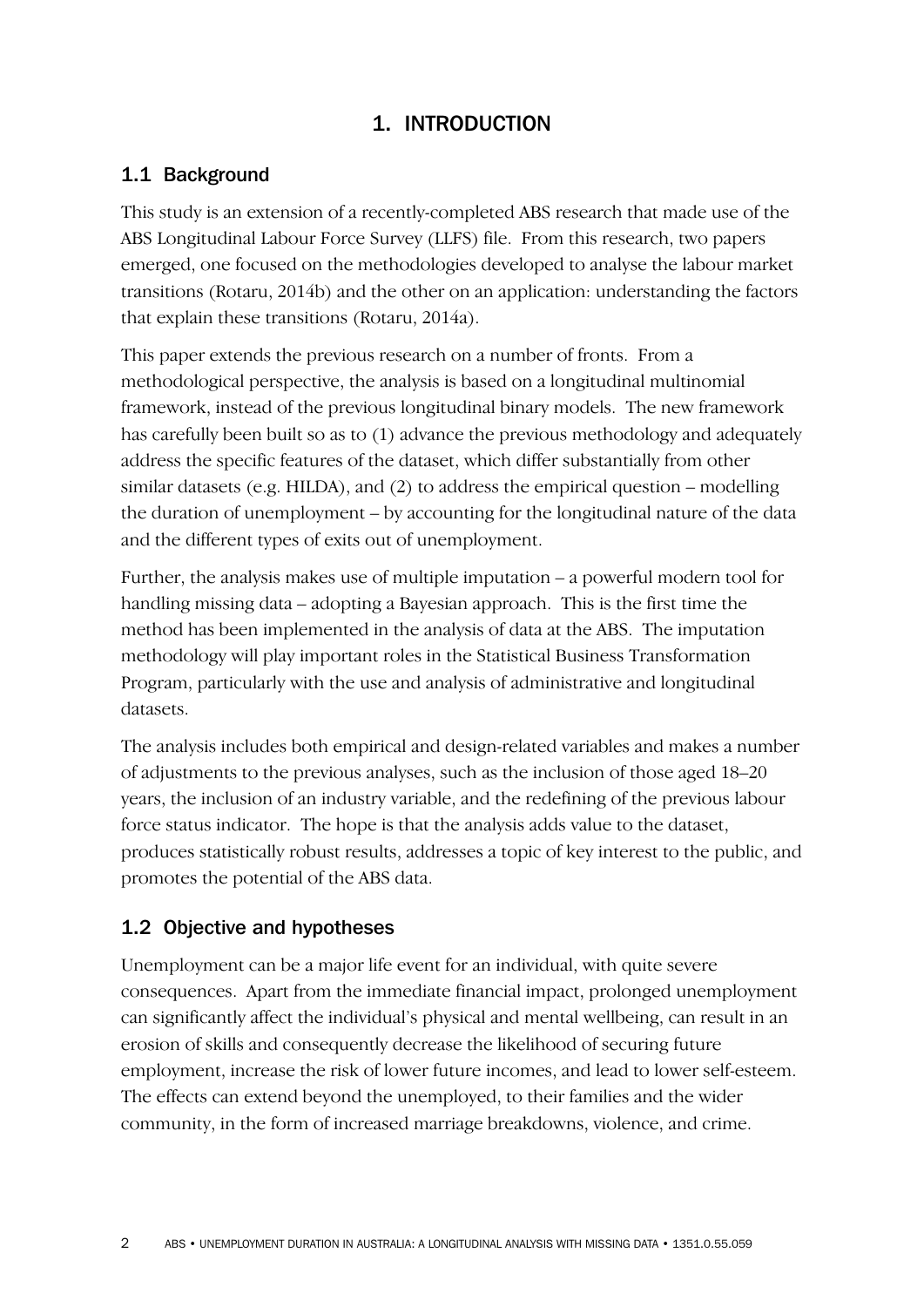# 1. INTRODUCTION

## 1.1 Background

This study is an extension of a recently-completed ABS research that made use of the ABS Longitudinal Labour Force Survey (LLFS) file. From this research, two papers emerged, one focused on the methodologies developed to analyse the labour market transitions (Rotaru, 2014b) and the other on an application: understanding the factors that explain these transitions (Rotaru, 2014a).

This paper extends the previous research on a number of fronts. From a methodological perspective, the analysis is based on a longitudinal multinomial framework, instead of the previous longitudinal binary models. The new framework has carefully been built so as to (1) advance the previous methodology and adequately address the specific features of the dataset, which differ substantially from other similar datasets (e.g. HILDA), and (2) to address the empirical question – modelling the duration of unemployment – by accounting for the longitudinal nature of the data and the different types of exits out of unemployment.

Further, the analysis makes use of multiple imputation – a powerful modern tool for handling missing data – adopting a Bayesian approach. This is the first time the method has been implemented in the analysis of data at the ABS. The imputation methodology will play important roles in the Statistical Business Transformation Program, particularly with the use and analysis of administrative and longitudinal datasets.

The analysis includes both empirical and design-related variables and makes a number of adjustments to the previous analyses, such as the inclusion of those aged 18–20 years, the inclusion of an industry variable, and the redefining of the previous labour force status indicator. The hope is that the analysis adds value to the dataset, produces statistically robust results, addresses a topic of key interest to the public, and promotes the potential of the ABS data.

## 1.2 Objective and hypotheses

Unemployment can be a major life event for an individual, with quite severe consequences. Apart from the immediate financial impact, prolonged unemployment can significantly affect the individual's physical and mental wellbeing, can result in an erosion of skills and consequently decrease the likelihood of securing future employment, increase the risk of lower future incomes, and lead to lower self-esteem. The effects can extend beyond the unemployed, to their families and the wider community, in the form of increased marriage breakdowns, violence, and crime.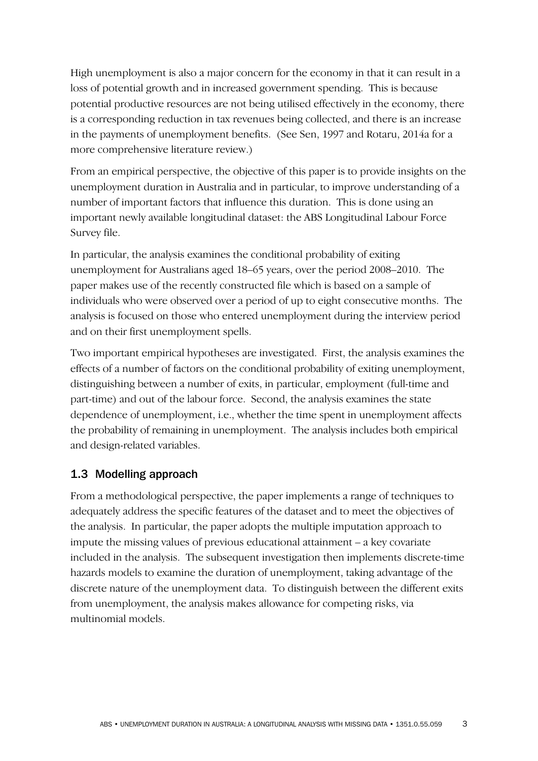High unemployment is also a major concern for the economy in that it can result in a loss of potential growth and in increased government spending. This is because potential productive resources are not being utilised effectively in the economy, there is a corresponding reduction in tax revenues being collected, and there is an increase in the payments of unemployment benefits. (See Sen, 1997 and Rotaru, 2014a for a more comprehensive literature review.)

From an empirical perspective, the objective of this paper is to provide insights on the unemployment duration in Australia and in particular, to improve understanding of a number of important factors that influence this duration. This is done using an important newly available longitudinal dataset: the ABS Longitudinal Labour Force Survey file.

In particular, the analysis examines the conditional probability of exiting unemployment for Australians aged 18–65 years, over the period 2008–2010. The paper makes use of the recently constructed file which is based on a sample of individuals who were observed over a period of up to eight consecutive months. The analysis is focused on those who entered unemployment during the interview period and on their first unemployment spells.

Two important empirical hypotheses are investigated. First, the analysis examines the effects of a number of factors on the conditional probability of exiting unemployment, distinguishing between a number of exits, in particular, employment (full-time and part-time) and out of the labour force. Second, the analysis examines the state dependence of unemployment, i.e., whether the time spent in unemployment affects the probability of remaining in unemployment. The analysis includes both empirical and design-related variables.

## 1.3 Modelling approach

From a methodological perspective, the paper implements a range of techniques to adequately address the specific features of the dataset and to meet the objectives of the analysis. In particular, the paper adopts the multiple imputation approach to impute the missing values of previous educational attainment – a key covariate included in the analysis. The subsequent investigation then implements discrete-time hazards models to examine the duration of unemployment, taking advantage of the discrete nature of the unemployment data. To distinguish between the different exits from unemployment, the analysis makes allowance for competing risks, via multinomial models.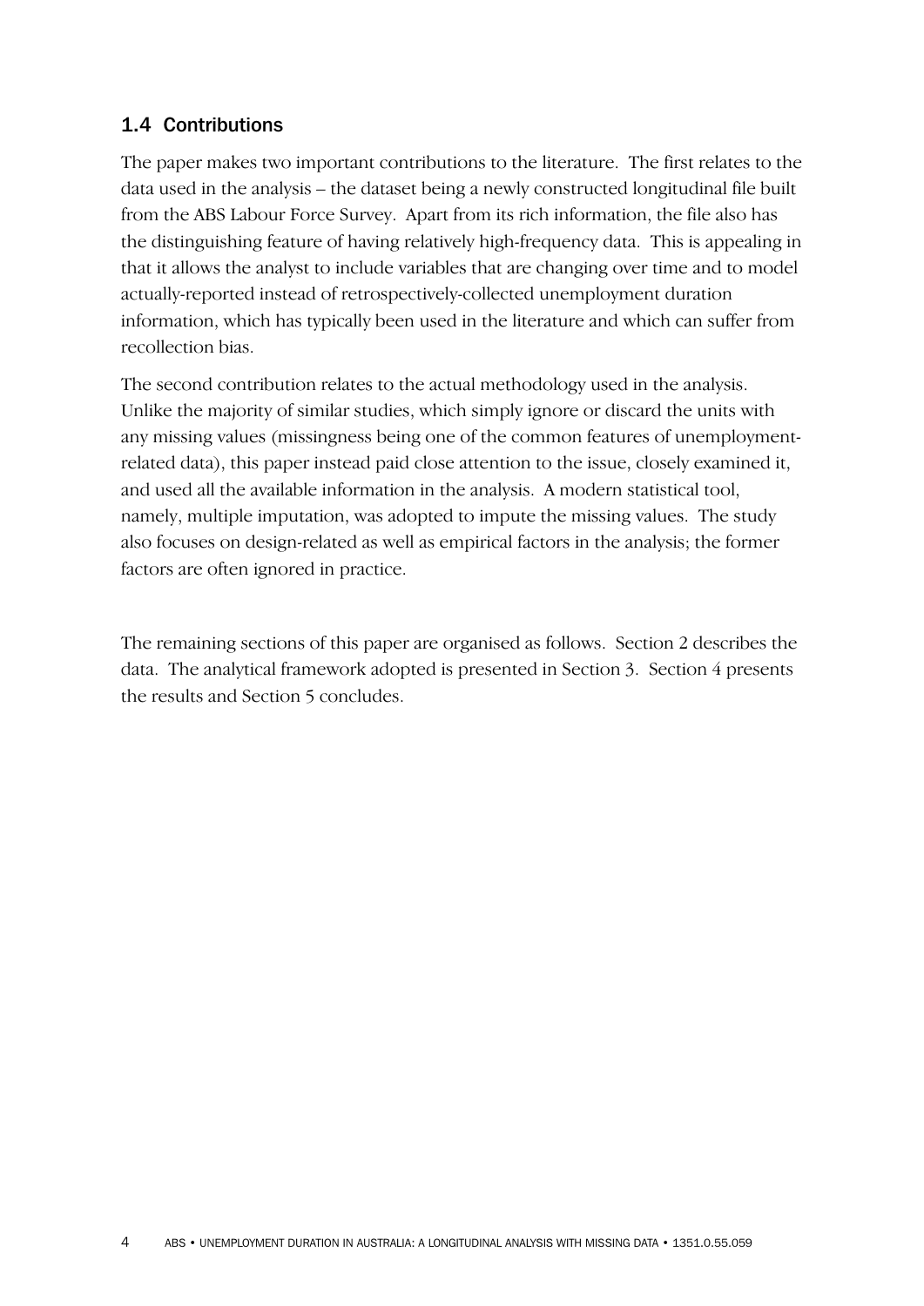### 1.4 Contributions

The paper makes two important contributions to the literature. The first relates to the data used in the analysis – the dataset being a newly constructed longitudinal file built from the ABS Labour Force Survey. Apart from its rich information, the file also has the distinguishing feature of having relatively high-frequency data. This is appealing in that it allows the analyst to include variables that are changing over time and to model actually-reported instead of retrospectively-collected unemployment duration information, which has typically been used in the literature and which can suffer from recollection bias.

The second contribution relates to the actual methodology used in the analysis. Unlike the majority of similar studies, which simply ignore or discard the units with any missing values (missingness being one of the common features of unemployment-related data), this paper instead paid close attention to the issue, closely examined it, and used all the available information in the analysis. A modern statistical tool, namely, multiple imputation, was adopted to impute the missing values. The study also focuses on design-related as well as empirical factors in the analysis; the former factors are often ignored in practice.

The remaining sections of this paper are organised as follows. Section 2 describes the data. The analytical framework adopted is presented in Section 3. Section 4 presents the results and Section 5 concludes.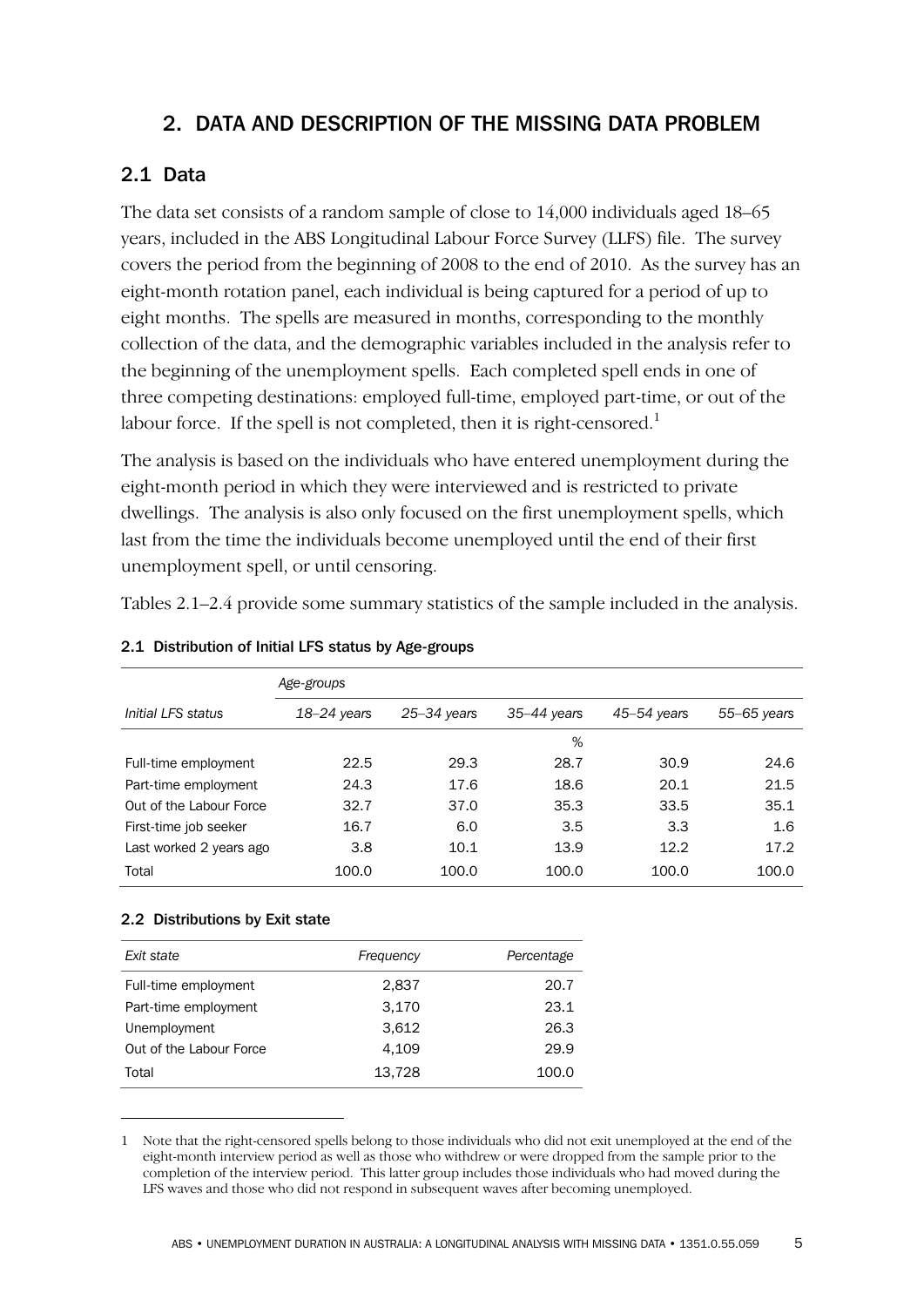## 2. DATA AND DESCRIPTION OF THE MISSING DATA PROBLEM

### 2.1 Data

The data set consists of a random sample of close to 14,000 individuals aged 18–65 years, included in the ABS Longitudinal Labour Force Survey (LLFS) file. The survey covers the period from the beginning of 2008 to the end of 2010. As the survey has an eight-month rotation panel, each individual is being captured for a period of up to eight months. The spells are measured in months, corresponding to the monthly collection of the data, and the demographic variables included in the analysis refer to the beginning of the unemployment spells. Each completed spell ends in one of three competing destinations: employed full-time, employed part-time, or out of the labour force. If the spell is not completed, then it is right-censored.[1]

The analysis is based on the individuals who have entered unemployment during the eight-month period in which they were interviewed and is restricted to private dwellings. The analysis is also only focused on the first unemployment spells, which last from the time the individuals become unemployed until the end of their first unemployment spell, or until censoring.

Tables 2.1–2.4 provide some summary statistics of the sample included in the analysis.

#### 2.1 Distribution of Initial LFS status by Age-groups

| | *Age-groups* | | | | |
|---|---|---|---|---|---|
| *Initial LFS status* | *18–24 years* | *25–34 years* | *35–44 years* | *45–54 years* | *55–65 years* |
| | | | % | | |
| Full-time employment | 22.5 | 29.3 | 28.7 | 30.9 | 24.6 |
| Part-time employment | 24.3 | 17.6 | 18.6 | 20.1 | 21.5 |
| Out of the Labour Force | 32.7 | 37.0 | 35.3 | 33.5 | 35.1 |
| First-time job seeker | 16.7 | 6.0 | 3.5 | 3.3 | 1.6 |
| Last worked 2 years ago | 3.8 | 10.1 | 13.9 | 12.2 | 17.2 |
| Total | 100.0 | 100.0 | 100.0 | 100.0 | 100.0 |

#### 2.2 Distributions by Exit state

| *Exit state* | *Frequency* | *Percentage* |
|---|---|---|
| Full-time employment | 2,837 | 20.7 |
| Part-time employment | 3,170 | 23.1 |
| Unemployment | 3,612 | 26.3 |
| Out of the Labour Force | 4,109 | 29.9 |
| Total | 13,728 | 100.0 |

---

1 Note that the right-censored spells belong to those individuals who did not exit unemployed at the end of the eight-month interview period as well as those who withdrew or were dropped from the sample prior to the completion of the interview period. This latter group includes those individuals who had moved during the LFS waves and those who did not respond in subsequent waves after becoming unemployed.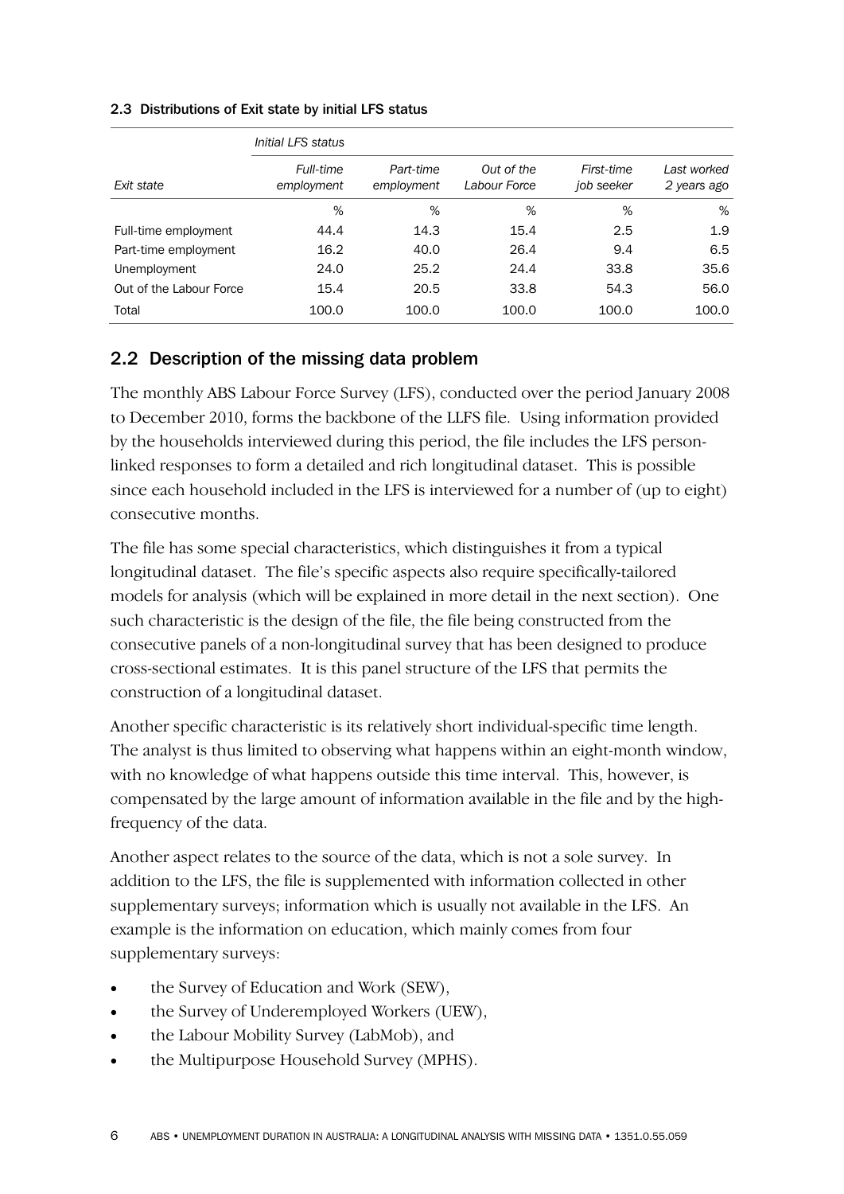2.3 Distributions of Exit state by initial LFS status

| | *Initial LFS status* | | | | |
|---|---|---|---|---|---|
| *Exit state* | *Full-time employment* | *Part-time employment* | *Out of the Labour Force* | *First-time job seeker* | *Last worked 2 years ago* |
| | % | % | % | % | % |
| Full-time employment | 44.4 | 14.3 | 15.4 | 2.5 | 1.9 |
| Part-time employment | 16.2 | 40.0 | 26.4 | 9.4 | 6.5 |
| Unemployment | 24.0 | 25.2 | 24.4 | 33.8 | 35.6 |
| Out of the Labour Force | 15.4 | 20.5 | 33.8 | 54.3 | 56.0 |
| Total | 100.0 | 100.0 | 100.0 | 100.0 | 100.0 |

## 2.2 Description of the missing data problem

The monthly ABS Labour Force Survey (LFS), conducted over the period January 2008 to December 2010, forms the backbone of the LLFS file. Using information provided by the households interviewed during this period, the file includes the LFS person-linked responses to form a detailed and rich longitudinal dataset. This is possible since each household included in the LFS is interviewed for a number of (up to eight) consecutive months.

The file has some special characteristics, which distinguishes it from a typical longitudinal dataset. The file's specific aspects also require specifically-tailored models for analysis (which will be explained in more detail in the next section). One such characteristic is the design of the file, the file being constructed from the consecutive panels of a non-longitudinal survey that has been designed to produce cross-sectional estimates. It is this panel structure of the LFS that permits the construction of a longitudinal dataset.

Another specific characteristic is its relatively short individual-specific time length. The analyst is thus limited to observing what happens within an eight-month window, with no knowledge of what happens outside this time interval. This, however, is compensated by the large amount of information available in the file and by the high-frequency of the data.

Another aspect relates to the source of the data, which is not a sole survey. In addition to the LFS, the file is supplemented with information collected in other supplementary surveys; information which is usually not available in the LFS. An example is the information on education, which mainly comes from four supplementary surveys:

- the Survey of Education and Work (SEW),
- the Survey of Underemployed Workers (UEW),
- the Labour Mobility Survey (LabMob), and
- the Multipurpose Household Survey (MPHS).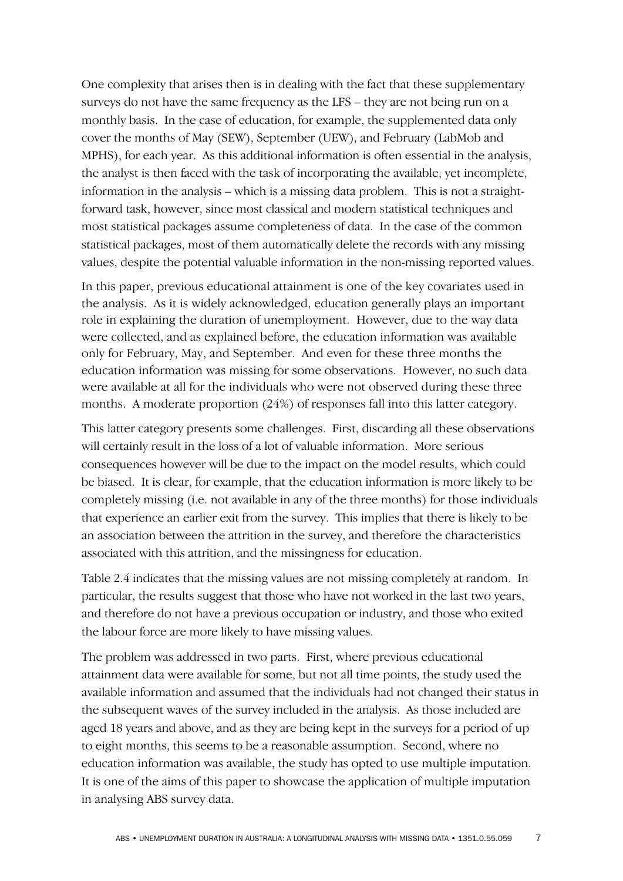One complexity that arises then is in dealing with the fact that these supplementary surveys do not have the same frequency as the LFS – they are not being run on a monthly basis. In the case of education, for example, the supplemented data only cover the months of May (SEW), September (UEW), and February (LabMob and MPHS), for each year. As this additional information is often essential in the analysis, the analyst is then faced with the task of incorporating the available, yet incomplete, information in the analysis – which is a missing data problem. This is not a straight-forward task, however, since most classical and modern statistical techniques and most statistical packages assume completeness of data. In the case of the common statistical packages, most of them automatically delete the records with any missing values, despite the potential valuable information in the non-missing reported values.

In this paper, previous educational attainment is one of the key covariates used in the analysis. As it is widely acknowledged, education generally plays an important role in explaining the duration of unemployment. However, due to the way data were collected, and as explained before, the education information was available only for February, May, and September. And even for these three months the education information was missing for some observations. However, no such data were available at all for the individuals who were not observed during these three months. A moderate proportion (24%) of responses fall into this latter category.

This latter category presents some challenges. First, discarding all these observations will certainly result in the loss of a lot of valuable information. More serious consequences however will be due to the impact on the model results, which could be biased. It is clear, for example, that the education information is more likely to be completely missing (i.e. not available in any of the three months) for those individuals that experience an earlier exit from the survey. This implies that there is likely to be an association between the attrition in the survey, and therefore the characteristics associated with this attrition, and the missingness for education.

Table 2.4 indicates that the missing values are not missing completely at random. In particular, the results suggest that those who have not worked in the last two years, and therefore do not have a previous occupation or industry, and those who exited the labour force are more likely to have missing values.

The problem was addressed in two parts. First, where previous educational attainment data were available for some, but not all time points, the study used the available information and assumed that the individuals had not changed their status in the subsequent waves of the survey included in the analysis. As those included are aged 18 years and above, and as they are being kept in the surveys for a period of up to eight months, this seems to be a reasonable assumption. Second, where no education information was available, the study has opted to use multiple imputation. It is one of the aims of this paper to showcase the application of multiple imputation in analysing ABS survey data.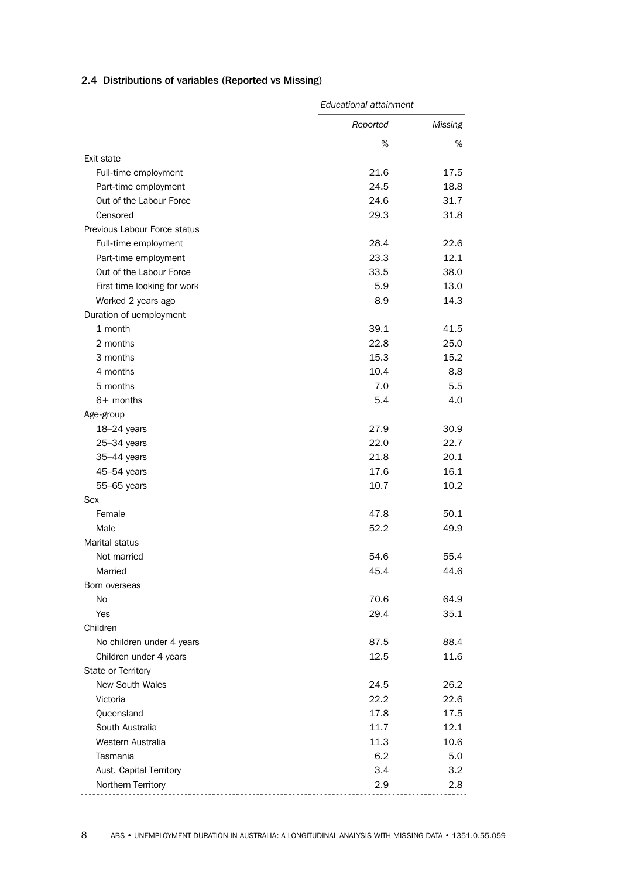## 2.4 Distributions of variables (Reported vs Missing)

| | *Educational attainment* | |
|---|---|---|
| | *Reported* | *Missing* |
| | % | % |
| Exit state | | |
| Full-time employment | 21.6 | 17.5 |
| Part-time employment | 24.5 | 18.8 |
| Out of the Labour Force | 24.6 | 31.7 |
| Censored | 29.3 | 31.8 |
| Previous Labour Force status | | |
| Full-time employment | 28.4 | 22.6 |
| Part-time employment | 23.3 | 12.1 |
| Out of the Labour Force | 33.5 | 38.0 |
| First time looking for work | 5.9 | 13.0 |
| Worked 2 years ago | 8.9 | 14.3 |
| Duration of uemployment | | |
| 1 month | 39.1 | 41.5 |
| 2 months | 22.8 | 25.0 |
| 3 months | 15.3 | 15.2 |
| 4 months | 10.4 | 8.8 |
| 5 months | 7.0 | 5.5 |
| 6+ months | 5.4 | 4.0 |
| Age-group | | |
| 18–24 years | 27.9 | 30.9 |
| 25–34 years | 22.0 | 22.7 |
| 35–44 years | 21.8 | 20.1 |
| 45–54 years | 17.6 | 16.1 |
| 55–65 years | 10.7 | 10.2 |
| Sex | | |
| Female | 47.8 | 50.1 |
| Male | 52.2 | 49.9 |
| Marital status | | |
| Not married | 54.6 | 55.4 |
| Married | 45.4 | 44.6 |
| Born overseas | | |
| No | 70.6 | 64.9 |
| Yes | 29.4 | 35.1 |
| Children | | |
| No children under 4 years | 87.5 | 88.4 |
| Children under 4 years | 12.5 | 11.6 |
| State or Territory | | |
| New South Wales | 24.5 | 26.2 |
| Victoria | 22.2 | 22.6 |
| Queensland | 17.8 | 17.5 |
| South Australia | 11.7 | 12.1 |
| Western Australia | 11.3 | 10.6 |
| Tasmania | 6.2 | 5.0 |
| Aust. Capital Territory | 3.4 | 3.2 |
| Northern Territory | 2.9 | 2.8 |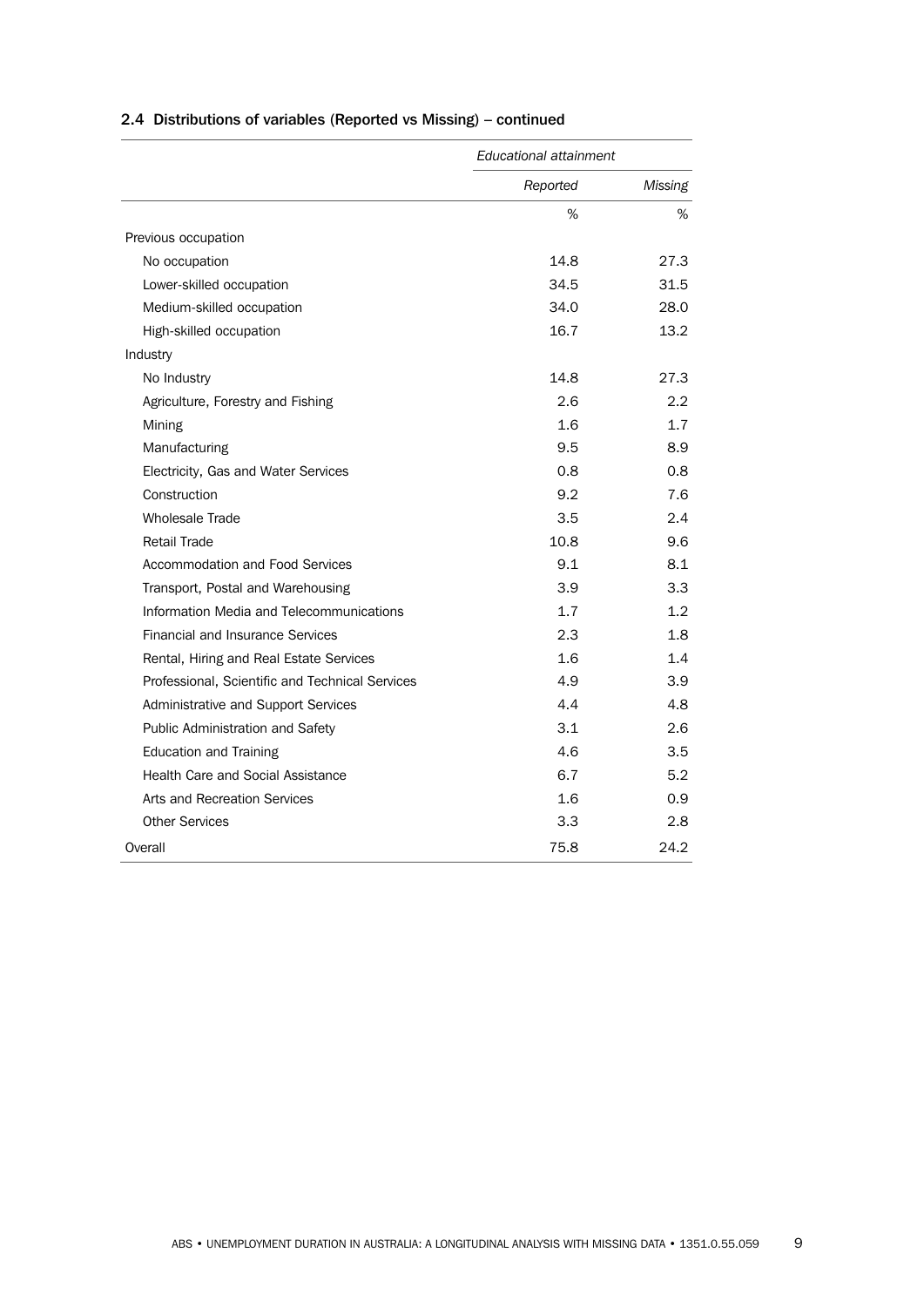## 2.4 Distributions of variables (Reported vs Missing) – continued

| | *Educational attainment* | |
|---|---|---|
| | *Reported* | *Missing* |
| | % | % |
| Previous occupation | | |
| No occupation | 14.8 | 27.3 |
| Lower-skilled occupation | 34.5 | 31.5 |
| Medium-skilled occupation | 34.0 | 28.0 |
| High-skilled occupation | 16.7 | 13.2 |
| Industry | | |
| No Industry | 14.8 | 27.3 |
| Agriculture, Forestry and Fishing | 2.6 | 2.2 |
| Mining | 1.6 | 1.7 |
| Manufacturing | 9.5 | 8.9 |
| Electricity, Gas and Water Services | 0.8 | 0.8 |
| Construction | 9.2 | 7.6 |
| Wholesale Trade | 3.5 | 2.4 |
| Retail Trade | 10.8 | 9.6 |
| Accommodation and Food Services | 9.1 | 8.1 |
| Transport, Postal and Warehousing | 3.9 | 3.3 |
| Information Media and Telecommunications | 1.7 | 1.2 |
| Financial and Insurance Services | 2.3 | 1.8 |
| Rental, Hiring and Real Estate Services | 1.6 | 1.4 |
| Professional, Scientific and Technical Services | 4.9 | 3.9 |
| Administrative and Support Services | 4.4 | 4.8 |
| Public Administration and Safety | 3.1 | 2.6 |
| Education and Training | 4.6 | 3.5 |
| Health Care and Social Assistance | 6.7 | 5.2 |
| Arts and Recreation Services | 1.6 | 0.9 |
| Other Services | 3.3 | 2.8 |
| Overall | 75.8 | 24.2 |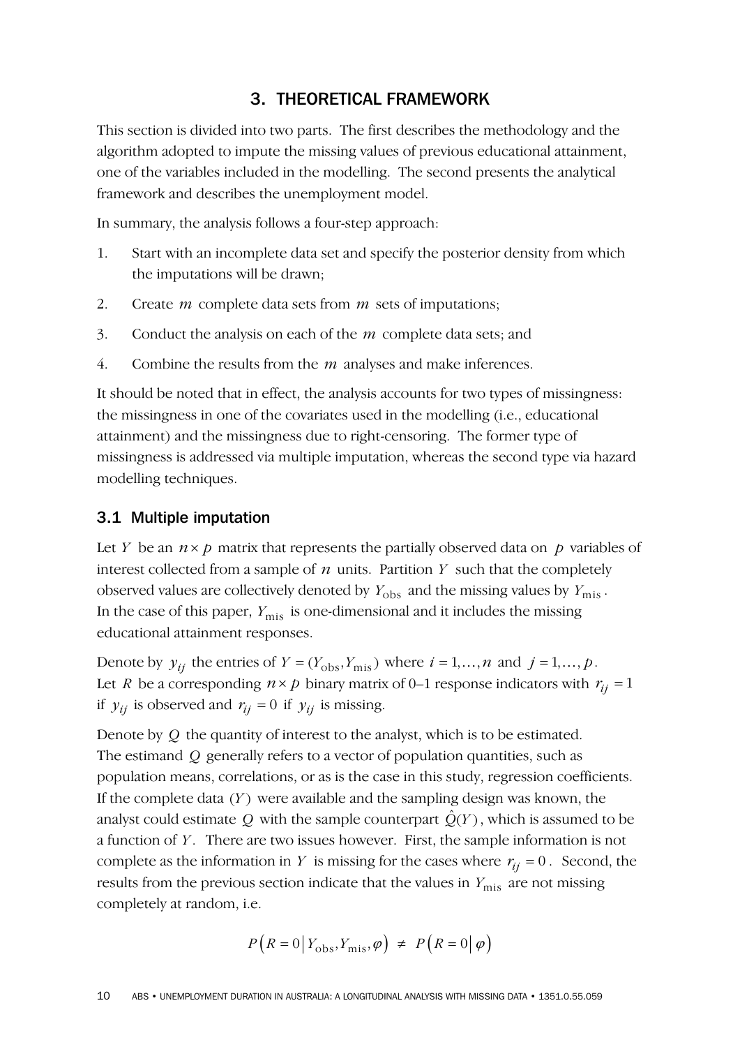## 3. THEORETICAL FRAMEWORK

This section is divided into two parts. The first describes the methodology and the algorithm adopted to impute the missing values of previous educational attainment, one of the variables included in the modelling. The second presents the analytical framework and describes the unemployment model.

In summary, the analysis follows a four-step approach:

1. Start with an incomplete data set and specify the posterior density from which the imputations will be drawn;
2. Create $m$ complete data sets from $m$ sets of imputations;
3. Conduct the analysis on each of the $m$ complete data sets; and
4. Combine the results from the $m$ analyses and make inferences.

It should be noted that in effect, the analysis accounts for two types of missingness: the missingness in one of the covariates used in the modelling (i.e., educational attainment) and the missingness due to right-censoring. The former type of missingness is addressed via multiple imputation, whereas the second type via hazard modelling techniques.

### 3.1 Multiple imputation

Let $Y$ be an $n \times p$ matrix that represents the partially observed data on $p$ variables of interest collected from a sample of $n$ units. Partition $Y$ such that the completely observed values are collectively denoted by $Y_{\text{obs}}$ and the missing values by $Y_{\text{mis}}$. In the case of this paper, $Y_{\text{mis}}$ is one-dimensional and it includes the missing educational attainment responses.

Denote by $y_{ij}$ the entries of $Y = (Y_{\text{obs}}, Y_{\text{mis}})$ where $i = 1, \ldots, n$ and $j = 1, \ldots, p$. Let $R$ be a corresponding $n \times p$ binary matrix of 0–1 response indicators with $r_{ij} = 1$ if $y_{ij}$ is observed and $r_{ij} = 0$ if $y_{ij}$ is missing.

Denote by $Q$ the quantity of interest to the analyst, which is to be estimated. The estimand $Q$ generally refers to a vector of population quantities, such as population means, correlations, or as is the case in this study, regression coefficients. If the complete data $(Y)$ were available and the sampling design was known, the analyst could estimate $Q$ with the sample counterpart $\hat{Q}(Y)$, which is assumed to be a function of $Y$. There are two issues however. First, the sample information is not complete as the information in $Y$ is missing for the cases where $r_{ij} = 0$. Second, the results from the previous section indicate that the values in $Y_{\text{mis}}$ are not missing completely at random, i.e.

$$P\left(R = 0 \middle| Y_{\text{obs}}, Y_{\text{mis}}, \varphi\right) \neq P\left(R = 0 \middle| \varphi\right)$$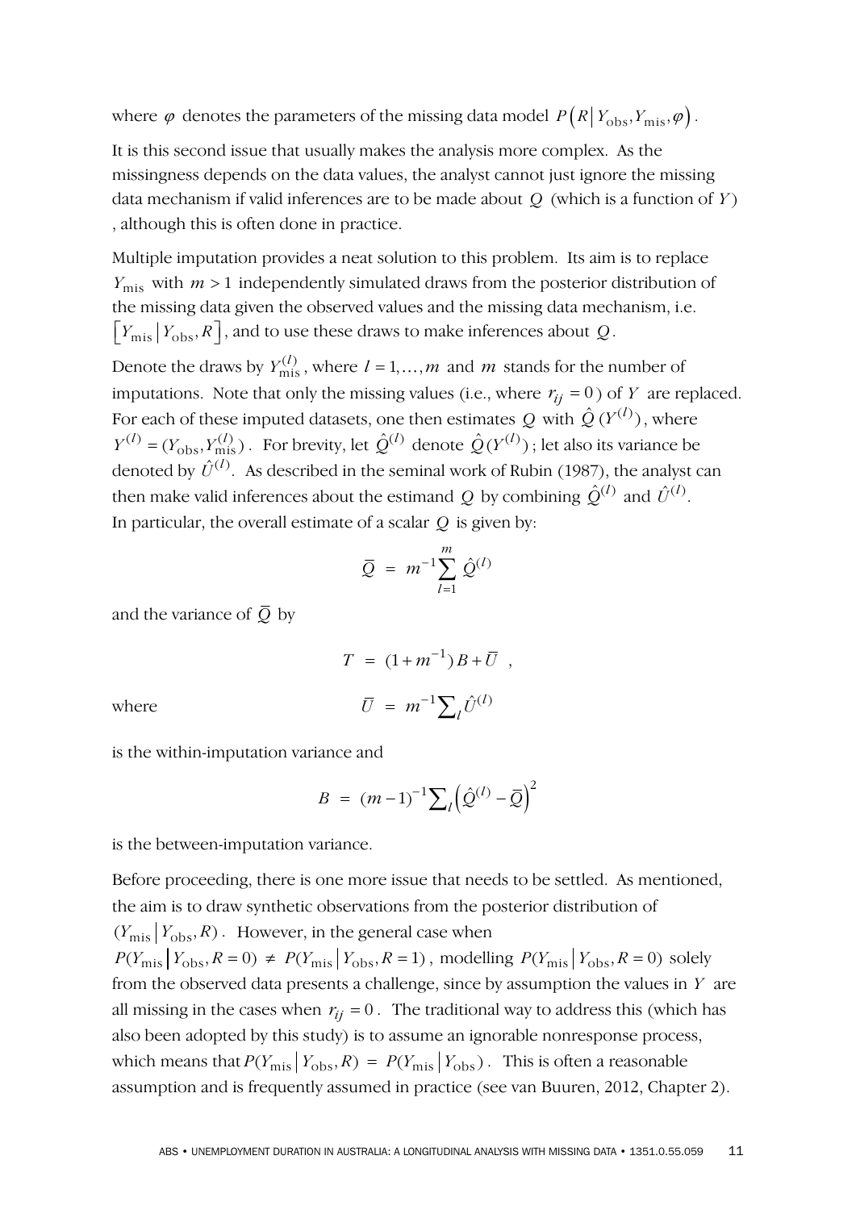where $\varphi$ denotes the parameters of the missing data model $P\left(R \,\middle|\, Y_{\text{obs}}, Y_{\text{mis}}, \varphi\right)$.

It is this second issue that usually makes the analysis more complex. As the missingness depends on the data values, the analyst cannot just ignore the missing data mechanism if valid inferences are to be made about $Q$ (which is a function of $Y$) , although this is often done in practice.

Multiple imputation provides a neat solution to this problem. Its aim is to replace $Y_{\text{mis}}$ with $m > 1$ independently simulated draws from the posterior distribution of the missing data given the observed values and the missing data mechanism, i.e. $\left[Y_{\text{mis}} \,\middle|\, Y_{\text{obs}}, R\right]$, and to use these draws to make inferences about $Q$.

Denote the draws by $Y_{\text{mis}}^{(l)}$, where $l = 1, \ldots, m$ and $m$ stands for the number of imputations. Note that only the missing values (i.e., where $r_{ij} = 0$ ) of $Y$ are replaced. For each of these imputed datasets, one then estimates $Q$ with $\hat{Q}\,(Y^{(l)})$, where $Y^{(l)} = (Y_{\text{obs}}, Y_{\text{mis}}^{(l)})$. For brevity, let $\hat{Q}^{(l)}$ denote $\hat{Q}\,(Y^{(l)})$; let also its variance be denoted by $\hat{U}^{(l)}$. As described in the seminal work of Rubin (1987), the analyst can then make valid inferences about the estimand $Q$ by combining $\hat{Q}^{(l)}$ and $\hat{U}^{(l)}$. In particular, the overall estimate of a scalar $Q$ is given by:

$$\bar{Q} \;=\; m^{-1} \sum_{l=1}^{m} \hat{Q}^{(l)}$$

and the variance of $\bar{Q}$ by

$$T \;=\; (1 + m^{-1})\, B + \bar{U} \quad ,$$

where

$$\bar{U} \;=\; m^{-1} \textstyle\sum_{l} \hat{U}^{(l)}$$

is the within-imputation variance and

$$B \;=\; (m-1)^{-1} \textstyle\sum_{l} \left(\hat{Q}^{(l)} - \bar{Q}\right)^2$$

is the between-imputation variance.

Before proceeding, there is one more issue that needs to be settled. As mentioned, the aim is to draw synthetic observations from the posterior distribution of $(Y_{\text{mis}} \,|\, Y_{\text{obs}}, R)$. However, in the general case when $P(Y_{\text{mis}} \,|\, Y_{\text{obs}}, R = 0) \neq P(Y_{\text{mis}} \,|\, Y_{\text{obs}}, R = 1)$, modelling $P(Y_{\text{mis}} \,|\, Y_{\text{obs}}, R = 0)$ solely from the observed data presents a challenge, since by assumption the values in $Y$ are all missing in the cases when $r_{ij} = 0$. The traditional way to address this (which has also been adopted by this study) is to assume an ignorable nonresponse process, which means that $P(Y_{\text{mis}} \,|\, Y_{\text{obs}}, R) \;=\; P(Y_{\text{mis}} \,|\, Y_{\text{obs}})$. This is often a reasonable assumption and is frequently assumed in practice (see van Buuren, 2012, Chapter 2).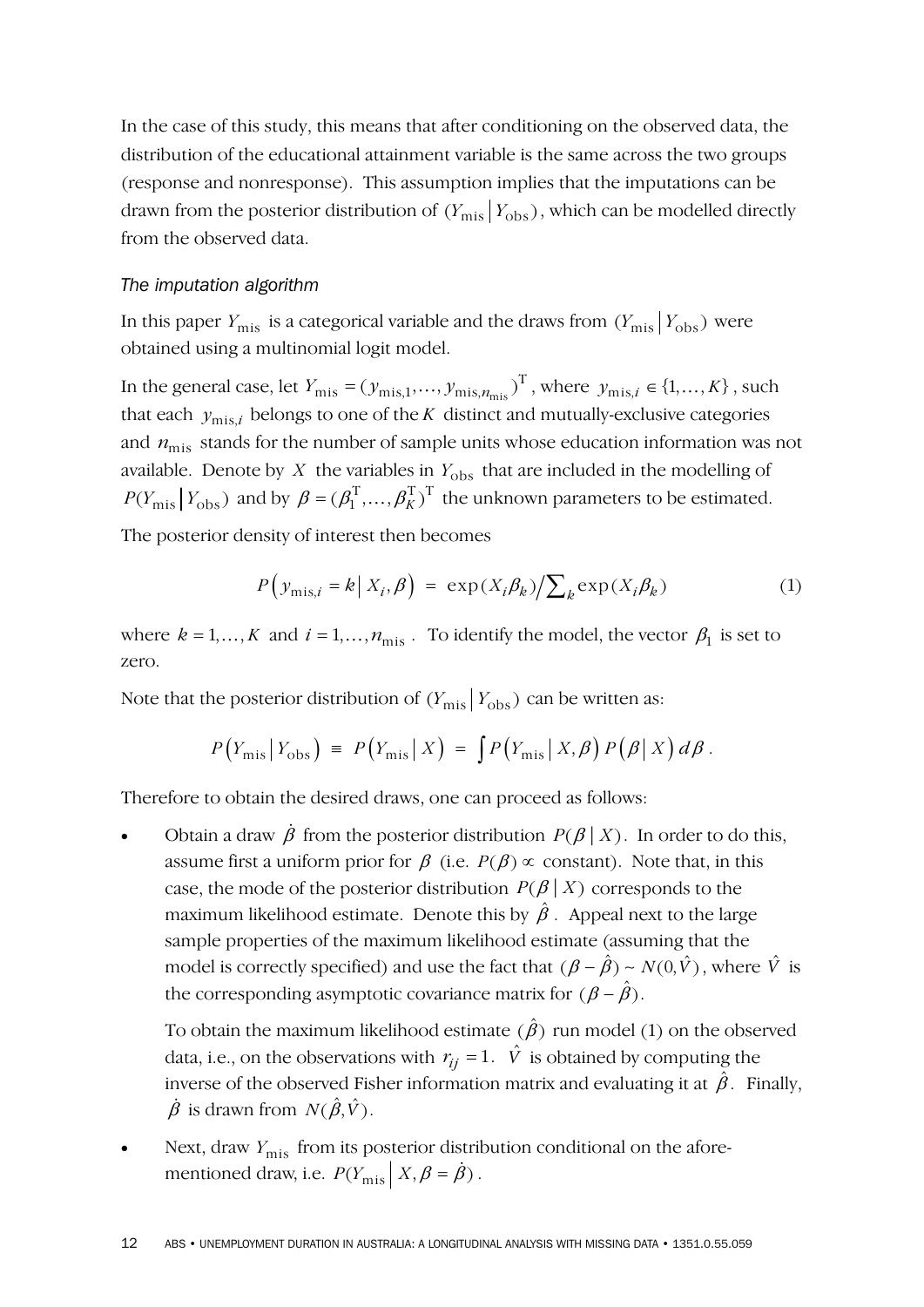In the case of this study, this means that after conditioning on the observed data, the distribution of the educational attainment variable is the same across the two groups (response and nonresponse). This assumption implies that the imputations can be drawn from the posterior distribution of $(Y_{\text{mis}} | Y_{\text{obs}})$, which can be modelled directly from the observed data.

*The imputation algorithm*

In this paper $Y_{\text{mis}}$ is a categorical variable and the draws from $(Y_{\text{mis}} | Y_{\text{obs}})$ were obtained using a multinomial logit model.

In the general case, let $Y_{\text{mis}} = (y_{\text{mis},1}, \ldots, y_{\text{mis},n_{\text{mis}}})^{\text{T}}$, where $y_{\text{mis},i} \in \{1, \ldots, K\}$, such that each $y_{\text{mis},i}$ belongs to one of the $K$ distinct and mutually-exclusive categories and $n_{\text{mis}}$ stands for the number of sample units whose education information was not available. Denote by $X$ the variables in $Y_{\text{obs}}$ that are included in the modelling of $P(Y_{\text{mis}} | Y_{\text{obs}})$ and by $\beta = (\beta_1^{\text{T}}, \ldots, \beta_K^{\text{T}})^{\text{T}}$ the unknown parameters to be estimated.

The posterior density of interest then becomes

$$P\left(y_{\text{mis},i} = k \,\middle|\, X_i, \beta\right) = \exp(X_i \beta_k) \Big/ \textstyle\sum_k \exp(X_i \beta_k) \tag{1}$$

where $k = 1, \ldots, K$ and $i = 1, \ldots, n_{\text{mis}}$. To identify the model, the vector $\beta_1$ is set to zero.

Note that the posterior distribution of $(Y_{\text{mis}} | Y_{\text{obs}})$ can be written as:

$$P\left(Y_{\text{mis}} \,\middle|\, Y_{\text{obs}}\right) \equiv P\left(Y_{\text{mis}} \,\middle|\, X\right) = \int P\left(Y_{\text{mis}} \,\middle|\, X, \beta\right) P\left(\beta \,\middle|\, X\right) d\beta \,.$$

Therefore to obtain the desired draws, one can proceed as follows:

- Obtain a draw $\dot{\beta}$ from the posterior distribution $P(\beta \,|\, X)$. In order to do this, assume first a uniform prior for $\beta$ (i.e. $P(\beta) \propto$ constant). Note that, in this case, the mode of the posterior distribution $P(\beta \,|\, X)$ corresponds to the maximum likelihood estimate. Denote this by $\hat{\beta}$. Appeal next to the large sample properties of the maximum likelihood estimate (assuming that the model is correctly specified) and use the fact that $(\beta - \hat{\beta}) \sim N(0, \hat{V})$, where $\hat{V}$ is the corresponding asymptotic covariance matrix for $(\beta - \hat{\beta})$.

  To obtain the maximum likelihood estimate $(\hat{\beta})$ run model (1) on the observed data, i.e., on the observations with $r_{ij} = 1$. $\hat{V}$ is obtained by computing the inverse of the observed Fisher information matrix and evaluating it at $\hat{\beta}$. Finally, $\dot{\beta}$ is drawn from $N(\hat{\beta}, \hat{V})$.

- Next, draw $Y_{\text{mis}}$ from its posterior distribution conditional on the aforementioned draw, i.e. $P(Y_{\text{mis}} \,|\, X, \beta = \dot{\beta})$.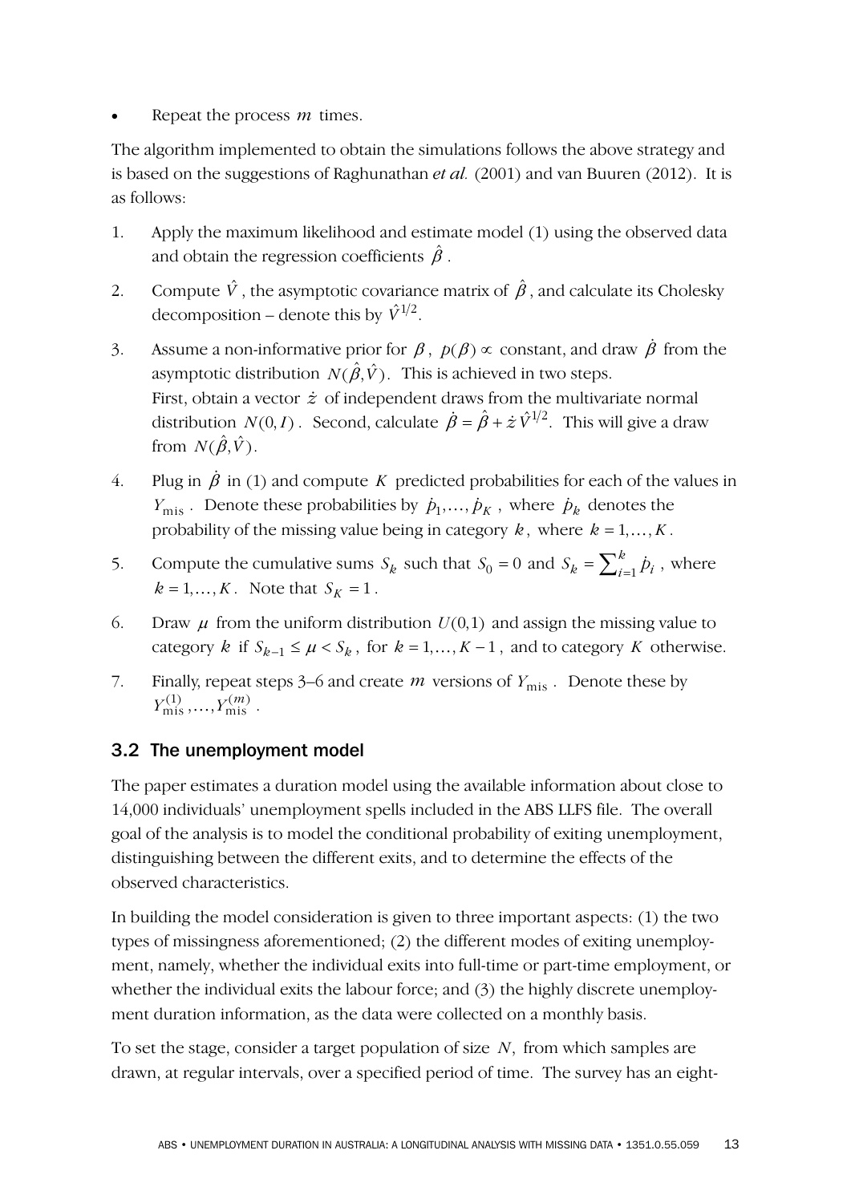- Repeat the process $m$ times.

The algorithm implemented to obtain the simulations follows the above strategy and is based on the suggestions of Raghunathan *et al.* (2001) and van Buuren (2012). It is as follows:

1. Apply the maximum likelihood and estimate model (1) using the observed data and obtain the regression coefficients $\hat{\beta}$.
2. Compute $\hat{V}$, the asymptotic covariance matrix of $\hat{\beta}$, and calculate its Cholesky decomposition – denote this by $\hat{V}^{1/2}$.
3. Assume a non-informative prior for $\beta$, $p(\beta) \propto$ constant, and draw $\dot{\beta}$ from the asymptotic distribution $N(\hat{\beta}, \hat{V})$. This is achieved in two steps. First, obtain a vector $\dot{z}$ of independent draws from the multivariate normal distribution $N(0, I)$. Second, calculate $\dot{\beta} = \hat{\beta} + \dot{z}\hat{V}^{1/2}$. This will give a draw from $N(\hat{\beta}, \hat{V})$.
4. Plug in $\dot{\beta}$ in (1) and compute $K$ predicted probabilities for each of the values in $Y_{\text{mis}}$. Denote these probabilities by $\dot{p}_1, \ldots, \dot{p}_K$, where $\dot{p}_k$ denotes the probability of the missing value being in category $k$, where $k = 1, \ldots, K$.
5. Compute the cumulative sums $S_k$ such that $S_0 = 0$ and $S_k = \sum_{i=1}^{k} \dot{p}_i$, where $k = 1, \ldots, K$. Note that $S_K = 1$.
6. Draw $\mu$ from the uniform distribution $U(0,1)$ and assign the missing value to category $k$ if $S_{k-1} \leq \mu < S_k$, for $k = 1, \ldots, K-1$, and to category $K$ otherwise.
7. Finally, repeat steps 3–6 and create $m$ versions of $Y_{\text{mis}}$. Denote these by $Y_{\text{mis}}^{(1)}, \ldots, Y_{\text{mis}}^{(m)}$.

## 3.2 The unemployment model

The paper estimates a duration model using the available information about close to 14,000 individuals' unemployment spells included in the ABS LLFS file. The overall goal of the analysis is to model the conditional probability of exiting unemployment, distinguishing between the different exits, and to determine the effects of the observed characteristics.

In building the model consideration is given to three important aspects: (1) the two types of missingness aforementioned; (2) the different modes of exiting unemployment, namely, whether the individual exits into full-time or part-time employment, or whether the individual exits the labour force; and (3) the highly discrete unemployment duration information, as the data were collected on a monthly basis.

To set the stage, consider a target population of size $N$, from which samples are drawn, at regular intervals, over a specified period of time. The survey has an eight-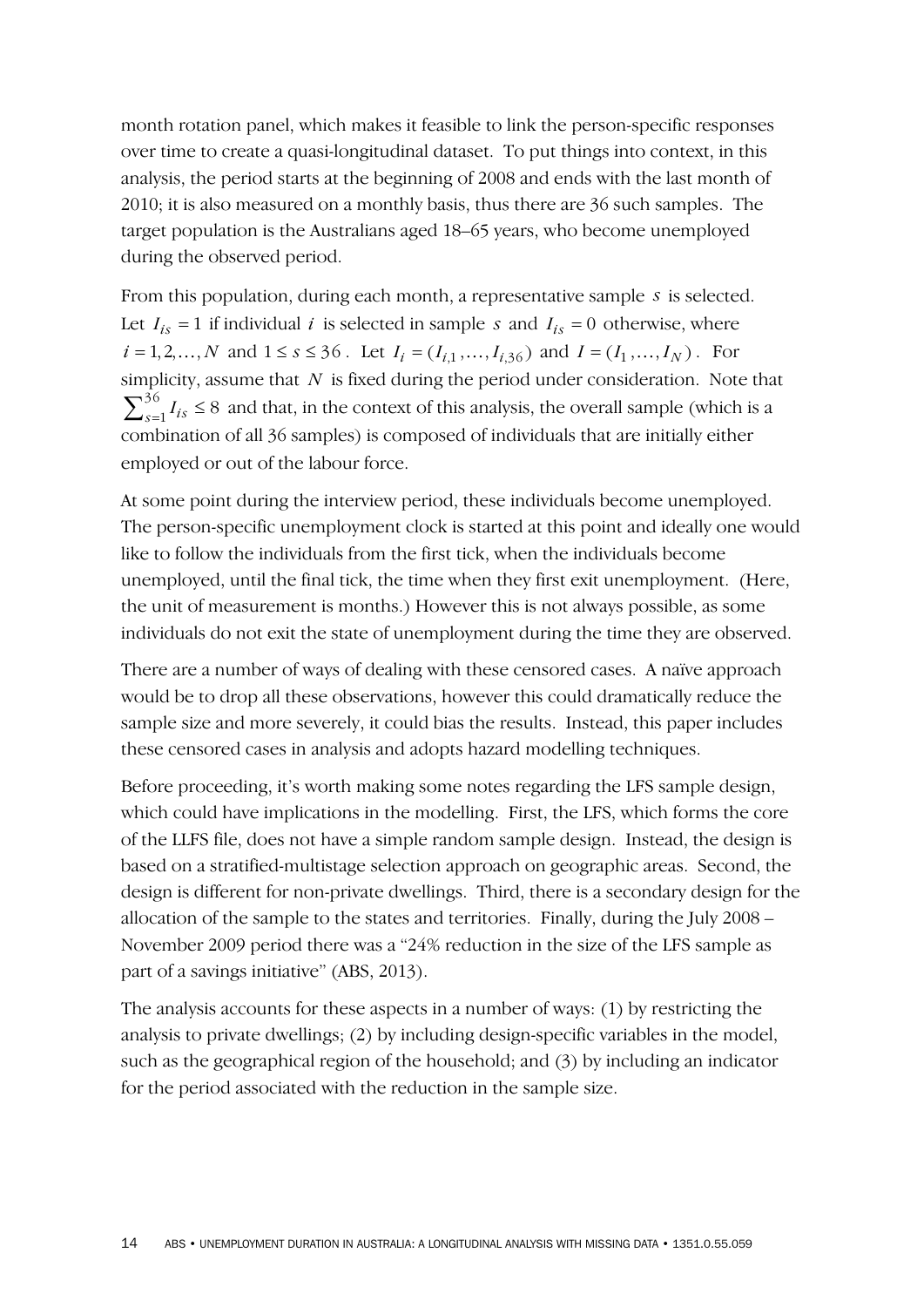month rotation panel, which makes it feasible to link the person-specific responses over time to create a quasi-longitudinal dataset. To put things into context, in this analysis, the period starts at the beginning of 2008 and ends with the last month of 2010; it is also measured on a monthly basis, thus there are 36 such samples. The target population is the Australians aged 18–65 years, who become unemployed during the observed period.

From this population, during each month, a representative sample $s$ is selected. Let $I_{is} = 1$ if individual $i$ is selected in sample $s$ and $I_{is} = 0$ otherwise, where $i = 1, 2, \ldots, N$ and $1 \leq s \leq 36$. Let $I_i = (I_{i,1}, \ldots, I_{i,36})$ and $I = (I_1, \ldots, I_N)$. For simplicity, assume that $N$ is fixed during the period under consideration. Note that $\sum_{s=1}^{36} I_{is} \leq 8$ and that, in the context of this analysis, the overall sample (which is a combination of all 36 samples) is composed of individuals that are initially either employed or out of the labour force.

At some point during the interview period, these individuals become unemployed. The person-specific unemployment clock is started at this point and ideally one would like to follow the individuals from the first tick, when the individuals become unemployed, until the final tick, the time when they first exit unemployment. (Here, the unit of measurement is months.) However this is not always possible, as some individuals do not exit the state of unemployment during the time they are observed.

There are a number of ways of dealing with these censored cases. A naïve approach would be to drop all these observations, however this could dramatically reduce the sample size and more severely, it could bias the results. Instead, this paper includes these censored cases in analysis and adopts hazard modelling techniques.

Before proceeding, it's worth making some notes regarding the LFS sample design, which could have implications in the modelling. First, the LFS, which forms the core of the LLFS file, does not have a simple random sample design. Instead, the design is based on a stratified-multistage selection approach on geographic areas. Second, the design is different for non-private dwellings. Third, there is a secondary design for the allocation of the sample to the states and territories. Finally, during the July 2008 – November 2009 period there was a "24% reduction in the size of the LFS sample as part of a savings initiative" (ABS, 2013).

The analysis accounts for these aspects in a number of ways: (1) by restricting the analysis to private dwellings; (2) by including design-specific variables in the model, such as the geographical region of the household; and (3) by including an indicator for the period associated with the reduction in the sample size.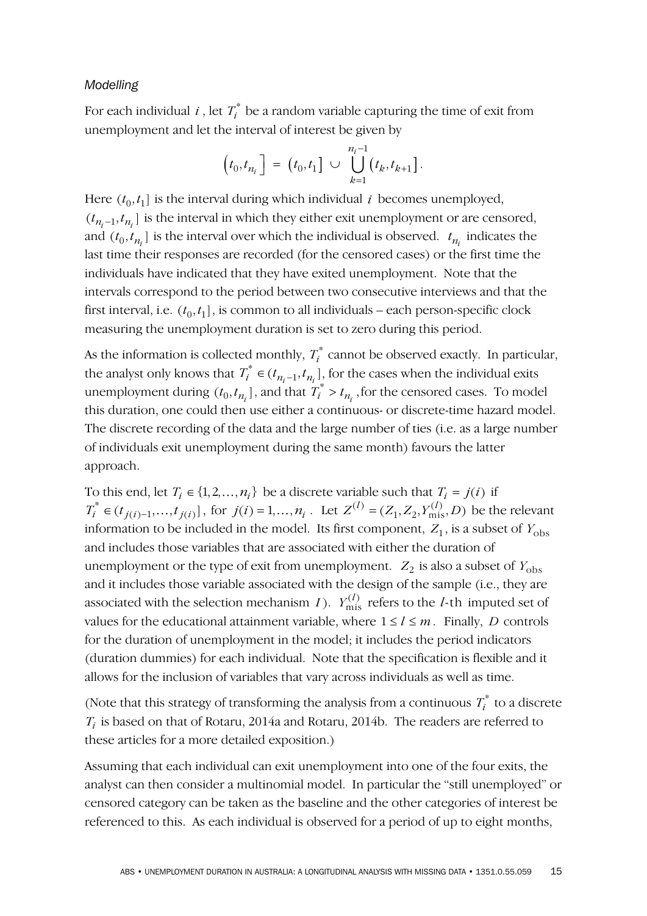*Modelling*

For each individual $i$, let $T_i^*$ be a random variable capturing the time of exit from unemployment and let the interval of interest be given by

$$\left(t_0, t_{n_i}\right] = \left(t_0, t_1\right] \cup \bigcup_{k=1}^{n_i - 1} \left(t_k, t_{k+1}\right].$$

Here $(t_0, t_1]$ is the interval during which individual $i$ becomes unemployed, $(t_{n_i - 1}, t_{n_i}]$ is the interval in which they either exit unemployment or are censored, and $(t_0, t_{n_i}]$ is the interval over which the individual is observed. $t_{n_i}$ indicates the last time their responses are recorded (for the censored cases) or the first time the individuals have indicated that they have exited unemployment. Note that the intervals correspond to the period between two consecutive interviews and that the first interval, i.e. $(t_0, t_1]$, is common to all individuals – each person-specific clock measuring the unemployment duration is set to zero during this period.

As the information is collected monthly, $T_i^*$ cannot be observed exactly. In particular, the analyst only knows that $T_i^* \in (t_{n_i - 1}, t_{n_i}]$, for the cases when the individual exits unemployment during $(t_0, t_{n_i}]$, and that $T_i^* > t_{n_i}$, for the censored cases. To model this duration, one could then use either a continuous- or discrete-time hazard model. The discrete recording of the data and the large number of ties (i.e. as a large number of individuals exit unemployment during the same month) favours the latter approach.

To this end, let $T_i \in \{1, 2, \ldots, n_i\}$ be a discrete variable such that $T_i = j(i)$ if $T_i^* \in (t_{j(i)-1}, \ldots, t_{j(i)}]$, for $j(i) = 1, \ldots, n_i$. Let $Z^{(l)} = (Z_1, Z_2, Y_{\text{mis}}^{(l)}, D)$ be the relevant information to be included in the model. Its first component, $Z_1$, is a subset of $Y_{\text{obs}}$ and includes those variables that are associated with either the duration of unemployment or the type of exit from unemployment. $Z_2$ is also a subset of $Y_{\text{obs}}$ and it includes those variable associated with the design of the sample (i.e., they are associated with the selection mechanism $I$). $Y_{\text{mis}}^{(l)}$ refers to the $l$-th imputed set of values for the educational attainment variable, where $1 \leq l \leq m$. Finally, $D$ controls for the duration of unemployment in the model; it includes the period indicators (duration dummies) for each individual. Note that the specification is flexible and it allows for the inclusion of variables that vary across individuals as well as time.

(Note that this strategy of transforming the analysis from a continuous $T_i^*$ to a discrete $T_i$ is based on that of Rotaru, 2014a and Rotaru, 2014b. The readers are referred to these articles for a more detailed exposition.)

Assuming that each individual can exit unemployment into one of the four exits, the analyst can then consider a multinomial model. In particular the "still unemployed" or censored category can be taken as the baseline and the other categories of interest be referenced to this. As each individual is observed for a period of up to eight months,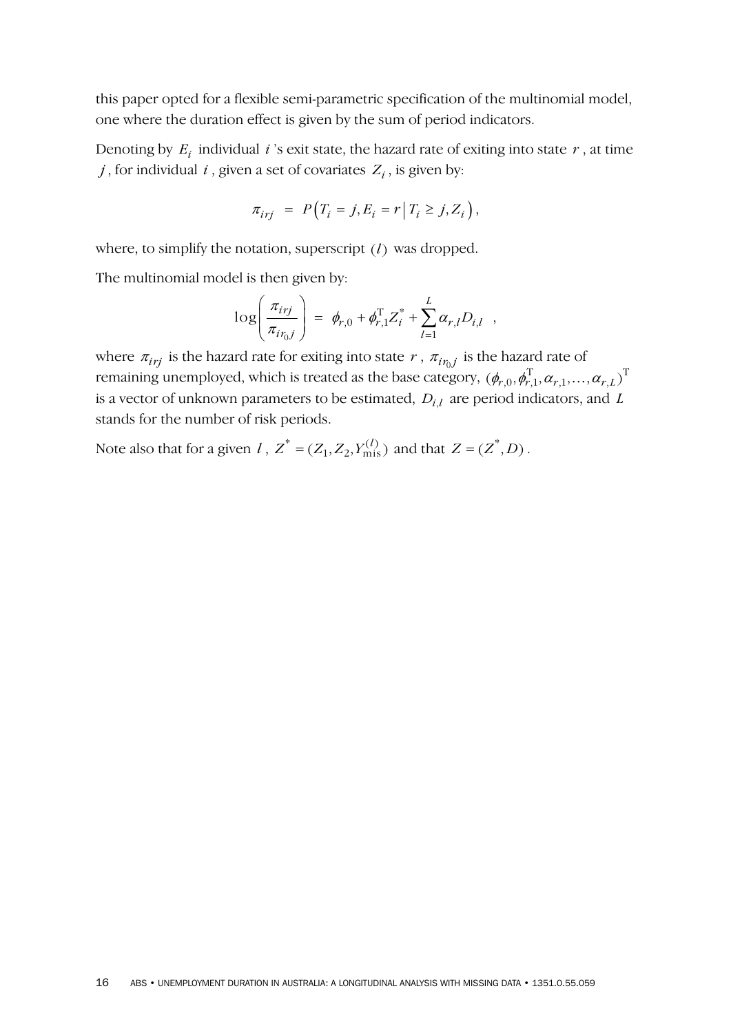this paper opted for a flexible semi-parametric specification of the multinomial model, one where the duration effect is given by the sum of period indicators.

Denoting by $E_i$ individual $i$'s exit state, the hazard rate of exiting into state $r$, at time $j$, for individual $i$, given a set of covariates $Z_i$, is given by:

$$\pi_{irj} = P\left(T_i = j, E_i = r \,\middle|\, T_i \geq j, Z_i\right),$$

where, to simplify the notation, superscript $(l)$ was dropped.

The multinomial model is then given by:

$$\log\left(\frac{\pi_{irj}}{\pi_{ir_0j}}\right) = \phi_{r,0} + \phi_{r,1}^{\mathrm{T}} Z_i^* + \sum_{l=1}^{L} \alpha_{r,l} D_{i,l} \quad ,$$

where $\pi_{irj}$ is the hazard rate for exiting into state $r$, $\pi_{ir_0j}$ is the hazard rate of remaining unemployed, which is treated as the base category, $(\phi_{r,0}, \phi_{r,1}^{\mathrm{T}}, \alpha_{r,1}, \ldots, \alpha_{r,L})^{\mathrm{T}}$ is a vector of unknown parameters to be estimated, $D_{i,l}$ are period indicators, and $L$ stands for the number of risk periods.

Note also that for a given $l$, $Z^* = (Z_1, Z_2, Y_{\mathrm{mis}}^{(l)})$ and that $Z = (Z^*, D)$.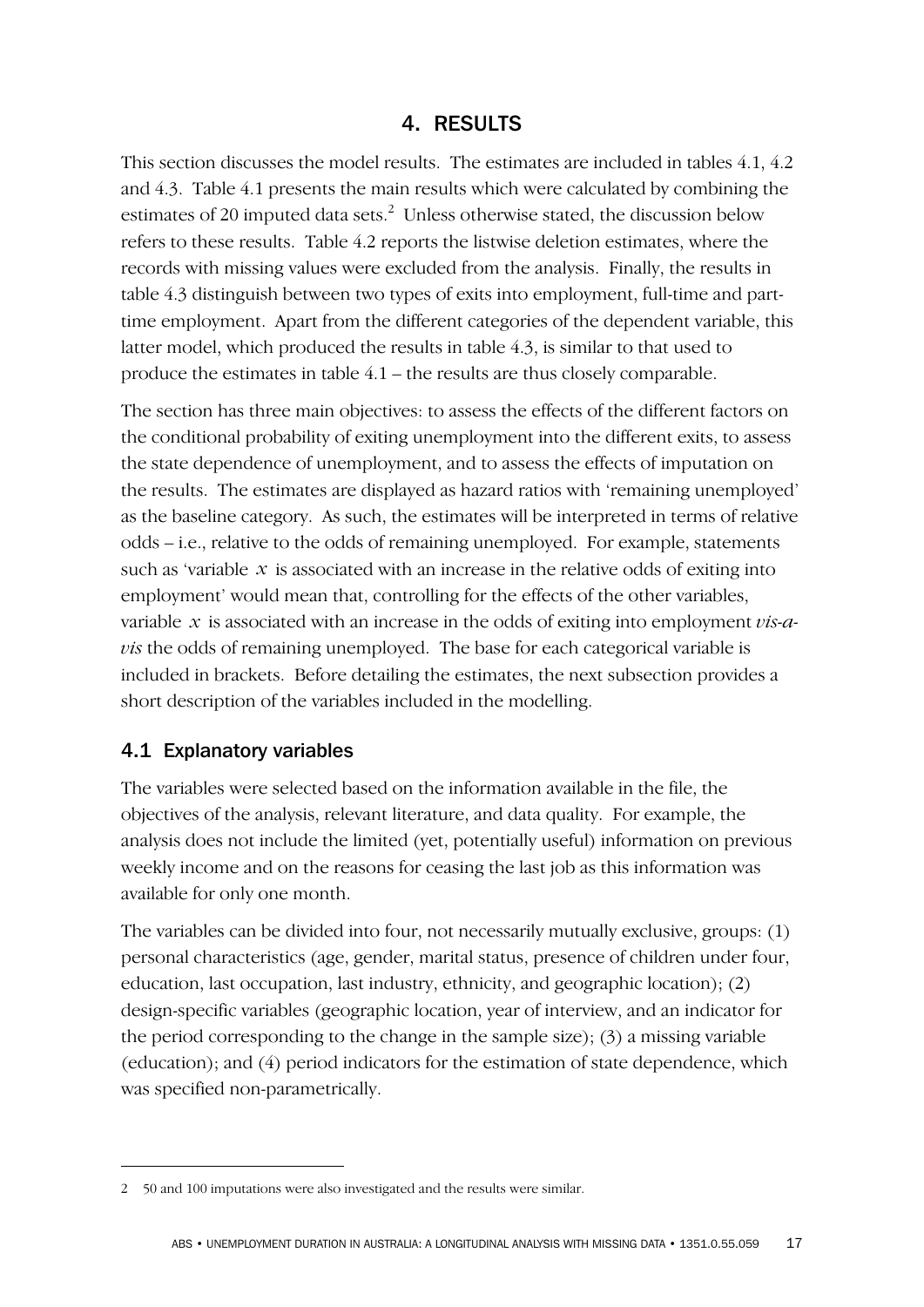# 4. RESULTS

This section discusses the model results. The estimates are included in tables 4.1, 4.2 and 4.3. Table 4.1 presents the main results which were calculated by combining the estimates of 20 imputed data sets.[2] Unless otherwise stated, the discussion below refers to these results. Table 4.2 reports the listwise deletion estimates, where the records with missing values were excluded from the analysis. Finally, the results in table 4.3 distinguish between two types of exits into employment, full-time and part-time employment. Apart from the different categories of the dependent variable, this latter model, which produced the results in table 4.3, is similar to that used to produce the estimates in table 4.1 – the results are thus closely comparable.

The section has three main objectives: to assess the effects of the different factors on the conditional probability of exiting unemployment into the different exits, to assess the state dependence of unemployment, and to assess the effects of imputation on the results. The estimates are displayed as hazard ratios with 'remaining unemployed' as the baseline category. As such, the estimates will be interpreted in terms of relative odds – i.e., relative to the odds of remaining unemployed. For example, statements such as 'variable $x$ is associated with an increase in the relative odds of exiting into employment' would mean that, controlling for the effects of the other variables, variable $x$ is associated with an increase in the odds of exiting into employment *vis-a-vis* the odds of remaining unemployed. The base for each categorical variable is included in brackets. Before detailing the estimates, the next subsection provides a short description of the variables included in the modelling.

## 4.1 Explanatory variables

The variables were selected based on the information available in the file, the objectives of the analysis, relevant literature, and data quality. For example, the analysis does not include the limited (yet, potentially useful) information on previous weekly income and on the reasons for ceasing the last job as this information was available for only one month.

The variables can be divided into four, not necessarily mutually exclusive, groups: (1) personal characteristics (age, gender, marital status, presence of children under four, education, last occupation, last industry, ethnicity, and geographic location); (2) design-specific variables (geographic location, year of interview, and an indicator for the period corresponding to the change in the sample size); (3) a missing variable (education); and (4) period indicators for the estimation of state dependence, which was specified non-parametrically.

---

2 50 and 100 imputations were also investigated and the results were similar.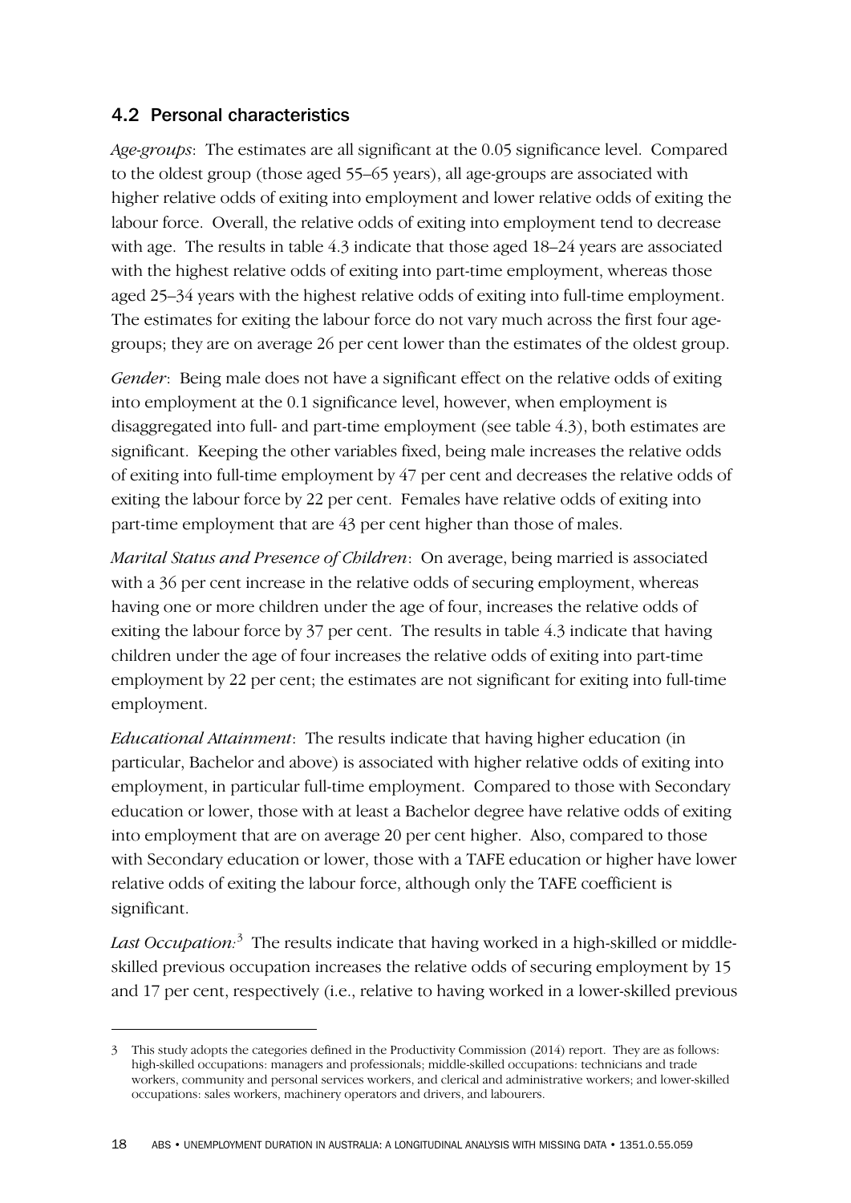## 4.2 Personal characteristics

*Age-groups*: The estimates are all significant at the 0.05 significance level. Compared to the oldest group (those aged 55–65 years), all age-groups are associated with higher relative odds of exiting into employment and lower relative odds of exiting the labour force. Overall, the relative odds of exiting into employment tend to decrease with age. The results in table 4.3 indicate that those aged 18–24 years are associated with the highest relative odds of exiting into part-time employment, whereas those aged 25–34 years with the highest relative odds of exiting into full-time employment. The estimates for exiting the labour force do not vary much across the first four age-groups; they are on average 26 per cent lower than the estimates of the oldest group.

*Gender*: Being male does not have a significant effect on the relative odds of exiting into employment at the 0.1 significance level, however, when employment is disaggregated into full- and part-time employment (see table 4.3), both estimates are significant. Keeping the other variables fixed, being male increases the relative odds of exiting into full-time employment by 47 per cent and decreases the relative odds of exiting the labour force by 22 per cent. Females have relative odds of exiting into part-time employment that are 43 per cent higher than those of males.

*Marital Status and Presence of Children*: On average, being married is associated with a 36 per cent increase in the relative odds of securing employment, whereas having one or more children under the age of four, increases the relative odds of exiting the labour force by 37 per cent. The results in table 4.3 indicate that having children under the age of four increases the relative odds of exiting into part-time employment by 22 per cent; the estimates are not significant for exiting into full-time employment.

*Educational Attainment*: The results indicate that having higher education (in particular, Bachelor and above) is associated with higher relative odds of exiting into employment, in particular full-time employment. Compared to those with Secondary education or lower, those with at least a Bachelor degree have relative odds of exiting into employment that are on average 20 per cent higher. Also, compared to those with Secondary education or lower, those with a TAFE education or higher have lower relative odds of exiting the labour force, although only the TAFE coefficient is significant.

*Last Occupation:*[3] The results indicate that having worked in a high-skilled or middle-skilled previous occupation increases the relative odds of securing employment by 15 and 17 per cent, respectively (i.e., relative to having worked in a lower-skilled previous

---

3 This study adopts the categories defined in the Productivity Commission (2014) report. They are as follows: high-skilled occupations: managers and professionals; middle-skilled occupations: technicians and trade workers, community and personal services workers, and clerical and administrative workers; and lower-skilled occupations: sales workers, machinery operators and drivers, and labourers.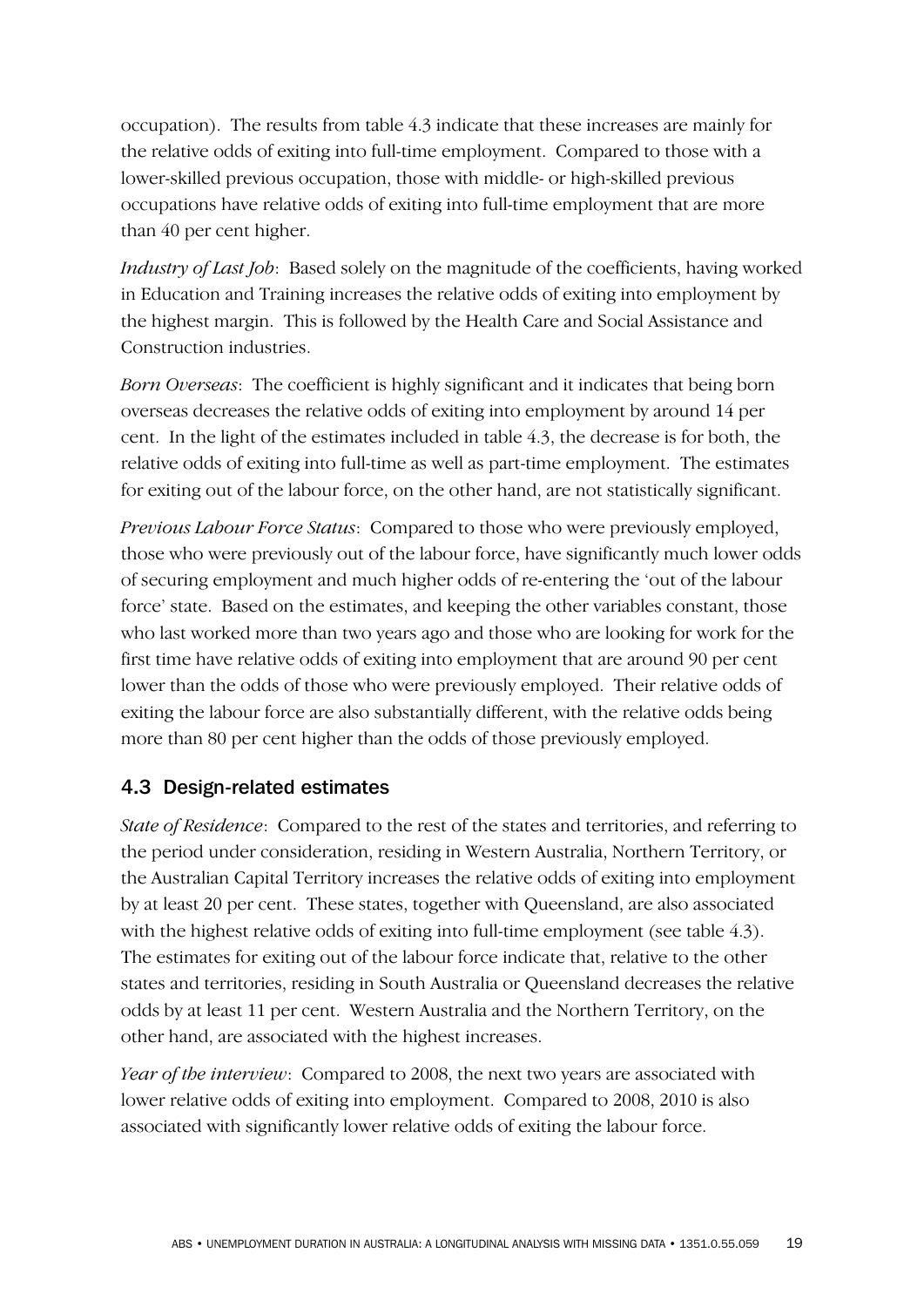occupation). The results from table 4.3 indicate that these increases are mainly for the relative odds of exiting into full-time employment. Compared to those with a lower-skilled previous occupation, those with middle- or high-skilled previous occupations have relative odds of exiting into full-time employment that are more than 40 per cent higher.

*Industry of Last Job*: Based solely on the magnitude of the coefficients, having worked in Education and Training increases the relative odds of exiting into employment by the highest margin. This is followed by the Health Care and Social Assistance and Construction industries.

*Born Overseas*: The coefficient is highly significant and it indicates that being born overseas decreases the relative odds of exiting into employment by around 14 per cent. In the light of the estimates included in table 4.3, the decrease is for both, the relative odds of exiting into full-time as well as part-time employment. The estimates for exiting out of the labour force, on the other hand, are not statistically significant.

*Previous Labour Force Status*: Compared to those who were previously employed, those who were previously out of the labour force, have significantly much lower odds of securing employment and much higher odds of re-entering the 'out of the labour force' state. Based on the estimates, and keeping the other variables constant, those who last worked more than two years ago and those who are looking for work for the first time have relative odds of exiting into employment that are around 90 per cent lower than the odds of those who were previously employed. Their relative odds of exiting the labour force are also substantially different, with the relative odds being more than 80 per cent higher than the odds of those previously employed.

## 4.3 Design-related estimates

*State of Residence*: Compared to the rest of the states and territories, and referring to the period under consideration, residing in Western Australia, Northern Territory, or the Australian Capital Territory increases the relative odds of exiting into employment by at least 20 per cent. These states, together with Queensland, are also associated with the highest relative odds of exiting into full-time employment (see table 4.3). The estimates for exiting out of the labour force indicate that, relative to the other states and territories, residing in South Australia or Queensland decreases the relative odds by at least 11 per cent. Western Australia and the Northern Territory, on the other hand, are associated with the highest increases.

*Year of the interview*: Compared to 2008, the next two years are associated with lower relative odds of exiting into employment. Compared to 2008, 2010 is also associated with significantly lower relative odds of exiting the labour force.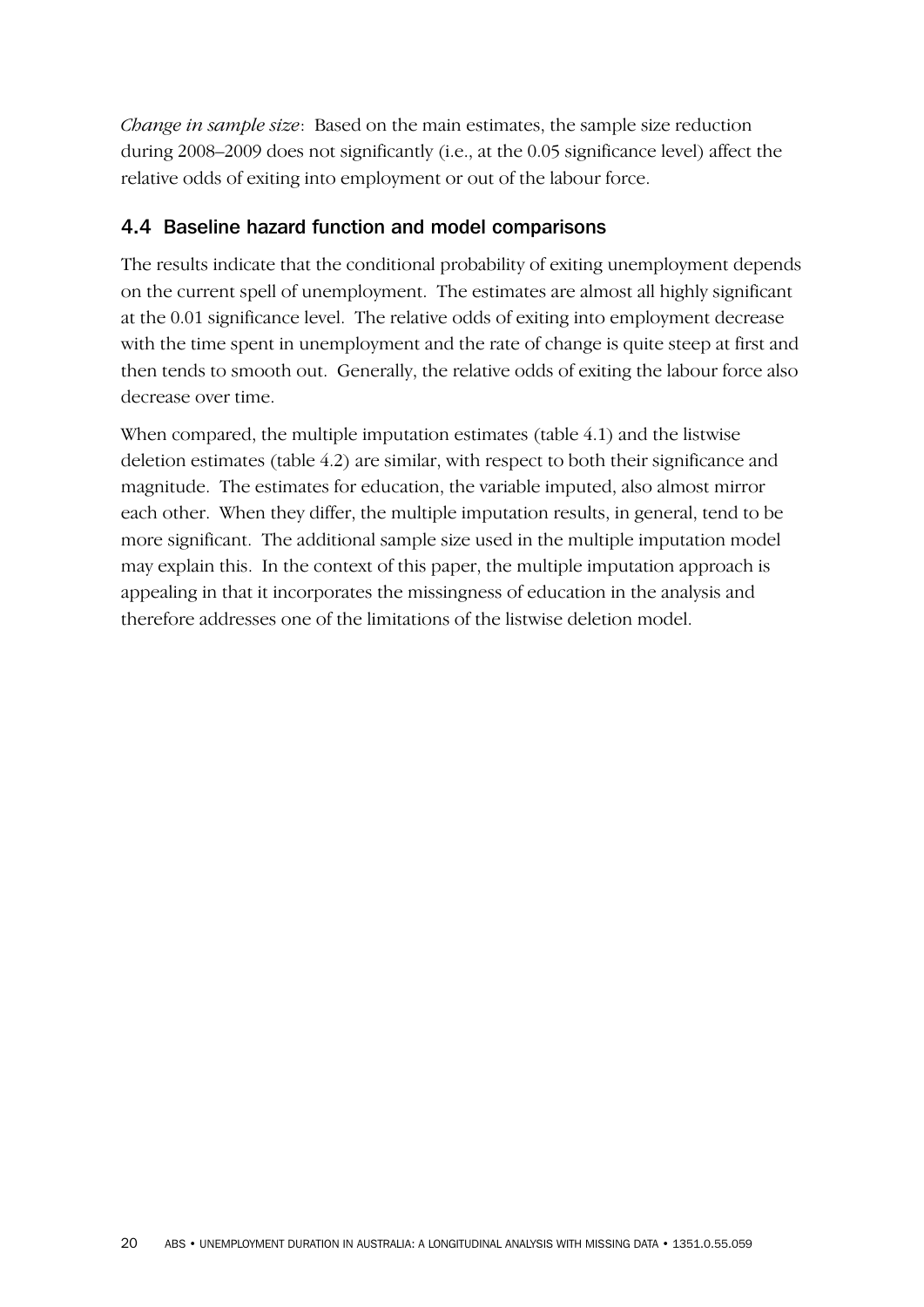*Change in sample size*: Based on the main estimates, the sample size reduction during 2008–2009 does not significantly (i.e., at the 0.05 significance level) affect the relative odds of exiting into employment or out of the labour force.

## 4.4 Baseline hazard function and model comparisons

The results indicate that the conditional probability of exiting unemployment depends on the current spell of unemployment. The estimates are almost all highly significant at the 0.01 significance level. The relative odds of exiting into employment decrease with the time spent in unemployment and the rate of change is quite steep at first and then tends to smooth out. Generally, the relative odds of exiting the labour force also decrease over time.

When compared, the multiple imputation estimates (table 4.1) and the listwise deletion estimates (table 4.2) are similar, with respect to both their significance and magnitude. The estimates for education, the variable imputed, also almost mirror each other. When they differ, the multiple imputation results, in general, tend to be more significant. The additional sample size used in the multiple imputation model may explain this. In the context of this paper, the multiple imputation approach is appealing in that it incorporates the missingness of education in the analysis and therefore addresses one of the limitations of the listwise deletion model.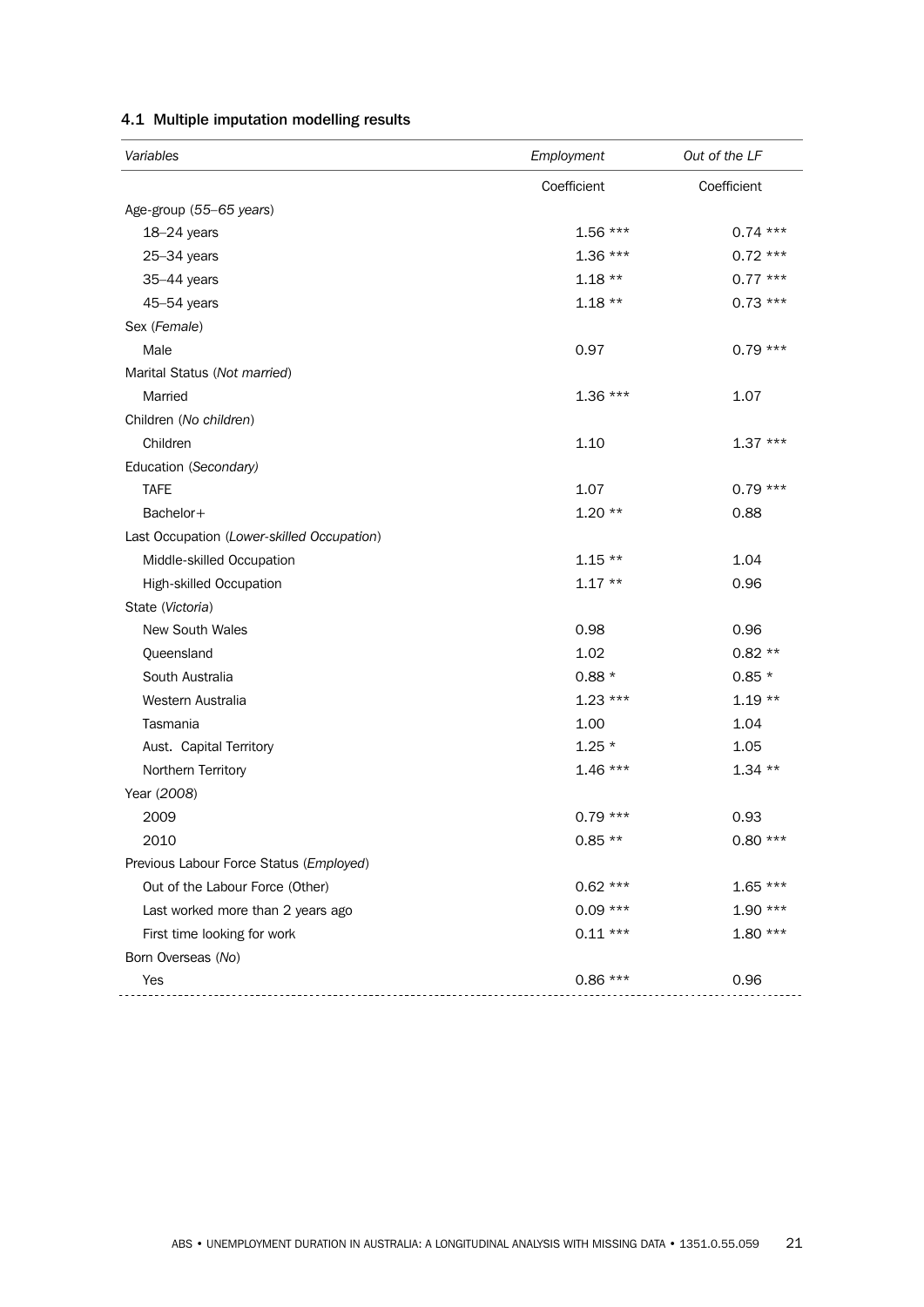#### 4.1 Multiple imputation modelling results

| *Variables* | *Employment* | *Out of the LF* |
|---|---|---|
| | Coefficient | Coefficient |
| Age-group (*55–65 years*) | | |
| 18–24 years | 1.56 *** | 0.74 *** |
| 25–34 years | 1.36 *** | 0.72 *** |
| 35–44 years | 1.18 ** | 0.77 *** |
| 45–54 years | 1.18 ** | 0.73 *** |
| Sex (*Female*) | | |
| Male | 0.97 | 0.79 *** |
| Marital Status (*Not married*) | | |
| Married | 1.36 *** | 1.07 |
| Children (*No children*) | | |
| Children | 1.10 | 1.37 *** |
| Education (*Secondary)* | | |
| TAFE | 1.07 | 0.79 *** |
| Bachelor+ | 1.20 ** | 0.88 |
| Last Occupation (*Lower-skilled Occupation*) | | |
| Middle-skilled Occupation | 1.15 ** | 1.04 |
| High-skilled Occupation | 1.17 ** | 0.96 |
| State (*Victoria*) | | |
| New South Wales | 0.98 | 0.96 |
| Queensland | 1.02 | 0.82 ** |
| South Australia | 0.88 * | 0.85 * |
| Western Australia | 1.23 *** | 1.19 ** |
| Tasmania | 1.00 | 1.04 |
| Aust. Capital Territory | 1.25 * | 1.05 |
| Northern Territory | 1.46 *** | 1.34 ** |
| Year (*2008*) | | |
| 2009 | 0.79 *** | 0.93 |
| 2010 | 0.85 ** | 0.80 *** |
| Previous Labour Force Status (*Employed*) | | |
| Out of the Labour Force (Other) | 0.62 *** | 1.65 *** |
| Last worked more than 2 years ago | 0.09 *** | 1.90 *** |
| First time looking for work | 0.11 *** | 1.80 *** |
| Born Overseas (*No*) | | |
| Yes | 0.86 *** | 0.96 |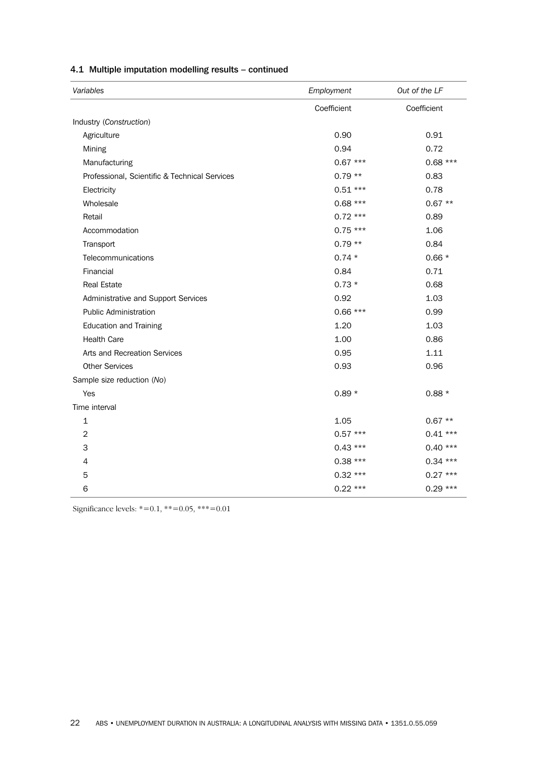### 4.1 Multiple imputation modelling results – continued

| *Variables* | *Employment* | *Out of the LF* |
|---|---|---|
| | Coefficient | Coefficient |
| Industry (*Construction*) | | |
| Agriculture | 0.90 | 0.91 |
| Mining | 0.94 | 0.72 |
| Manufacturing | 0.67 *** | 0.68 *** |
| Professional, Scientific & Technical Services | 0.79 ** | 0.83 |
| Electricity | 0.51 *** | 0.78 |
| Wholesale | 0.68 *** | 0.67 ** |
| Retail | 0.72 *** | 0.89 |
| Accommodation | 0.75 *** | 1.06 |
| Transport | 0.79 ** | 0.84 |
| Telecommunications | 0.74 * | 0.66 * |
| Financial | 0.84 | 0.71 |
| Real Estate | 0.73 * | 0.68 |
| Administrative and Support Services | 0.92 | 1.03 |
| Public Administration | 0.66 *** | 0.99 |
| Education and Training | 1.20 | 1.03 |
| Health Care | 1.00 | 0.86 |
| Arts and Recreation Services | 0.95 | 1.11 |
| Other Services | 0.93 | 0.96 |
| Sample size reduction (*No*) | | |
| Yes | 0.89 * | 0.88 * |
| Time interval | | |
| 1 | 1.05 | 0.67 ** |
| 2 | 0.57 *** | 0.41 *** |
| 3 | 0.43 *** | 0.40 *** |
| 4 | 0.38 *** | 0.34 *** |
| 5 | 0.32 *** | 0.27 *** |
| 6 | 0.22 *** | 0.29 *** |

Significance levels: *=0.1, **=0.05, ***=0.01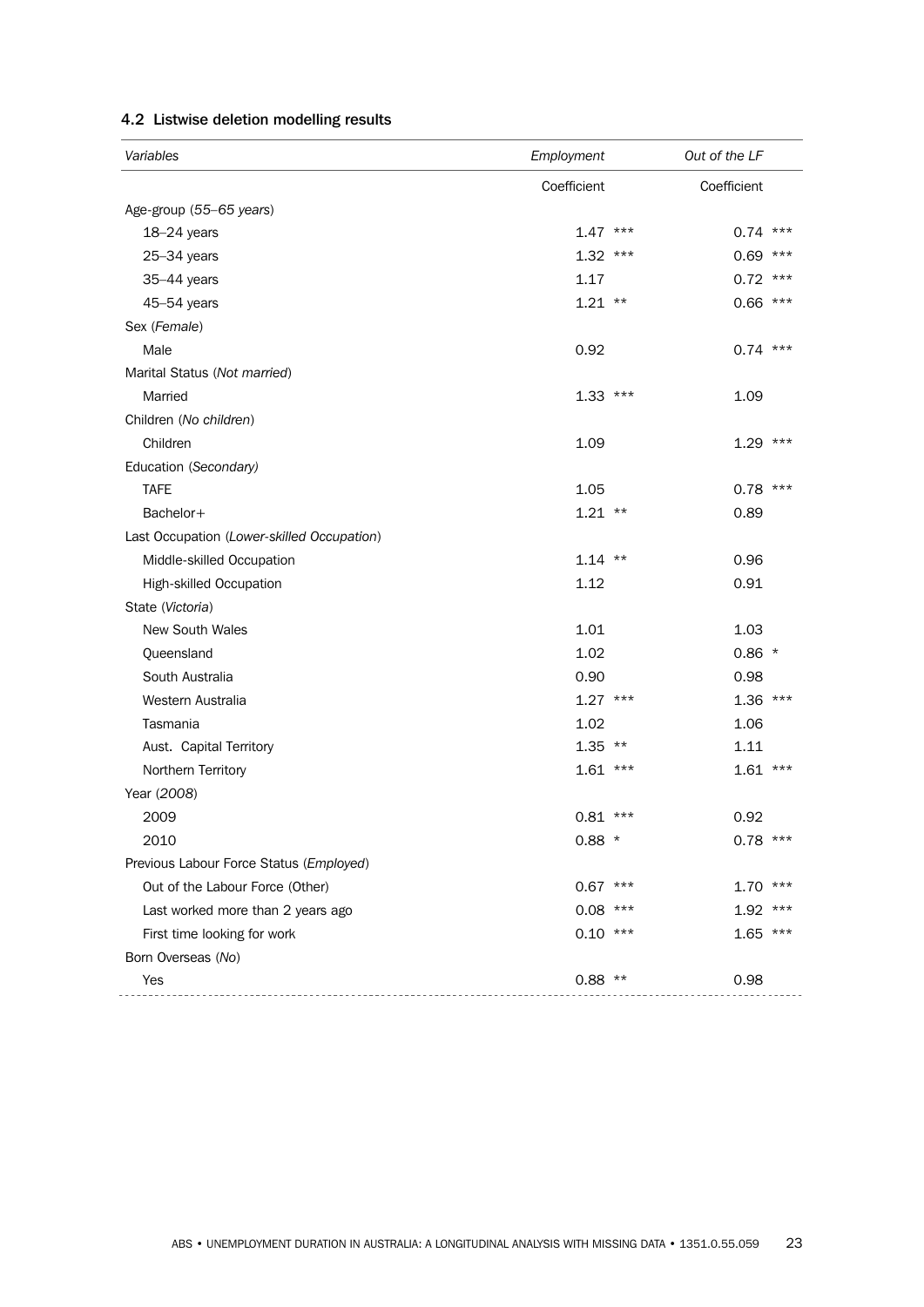#### 4.2 Listwise deletion modelling results

| *Variables* | *Employment* | *Out of the LF* |
|---|---|---|
| | Coefficient | Coefficient |
| Age-group (*55–65 years*) | | |
| 18–24 years | 1.47 *** | 0.74 *** |
| 25–34 years | 1.32 *** | 0.69 *** |
| 35–44 years | 1.17 | 0.72 *** |
| 45–54 years | 1.21 ** | 0.66 *** |
| Sex (*Female*) | | |
| Male | 0.92 | 0.74 *** |
| Marital Status (*Not married*) | | |
| Married | 1.33 *** | 1.09 |
| Children (*No children*) | | |
| Children | 1.09 | 1.29 *** |
| Education (*Secondary)* | | |
| TAFE | 1.05 | 0.78 *** |
| Bachelor+ | 1.21 ** | 0.89 |
| Last Occupation (*Lower-skilled Occupation*) | | |
| Middle-skilled Occupation | 1.14 ** | 0.96 |
| High-skilled Occupation | 1.12 | 0.91 |
| State (*Victoria*) | | |
| New South Wales | 1.01 | 1.03 |
| Queensland | 1.02 | 0.86 * |
| South Australia | 0.90 | 0.98 |
| Western Australia | 1.27 *** | 1.36 *** |
| Tasmania | 1.02 | 1.06 |
| Aust. Capital Territory | 1.35 ** | 1.11 |
| Northern Territory | 1.61 *** | 1.61 *** |
| Year (*2008*) | | |
| 2009 | 0.81 *** | 0.92 |
| 2010 | 0.88 * | 0.78 *** |
| Previous Labour Force Status (*Employed*) | | |
| Out of the Labour Force (Other) | 0.67 *** | 1.70 *** |
| Last worked more than 2 years ago | 0.08 *** | 1.92 *** |
| First time looking for work | 0.10 *** | 1.65 *** |
| Born Overseas (*No*) | | |
| Yes | 0.88 ** | 0.98 |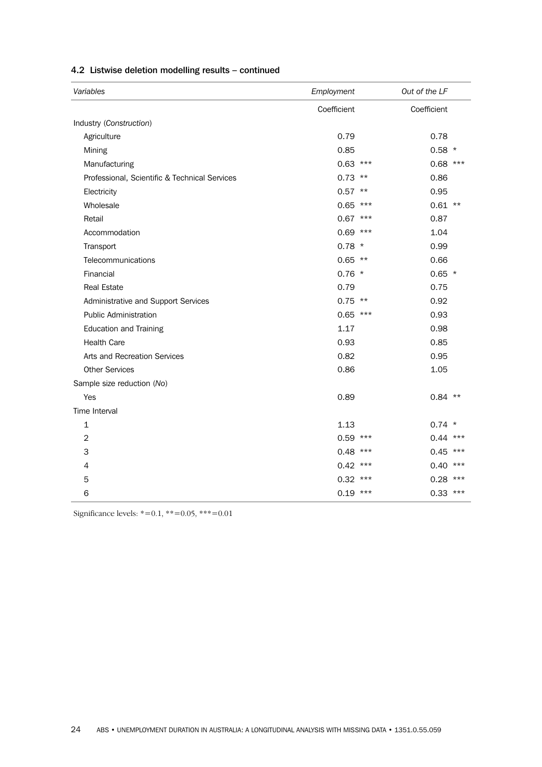### 4.2 Listwise deletion modelling results – continued

| *Variables* | *Employment* | *Out of the LF* |
|---|---|---|
| | Coefficient | Coefficient |
| Industry (*Construction*) | | |
| Agriculture | 0.79 | 0.78 |
| Mining | 0.85 | 0.58 * |
| Manufacturing | 0.63 *** | 0.68 *** |
| Professional, Scientific & Technical Services | 0.73 ** | 0.86 |
| Electricity | 0.57 ** | 0.95 |
| Wholesale | 0.65 *** | 0.61 ** |
| Retail | 0.67 *** | 0.87 |
| Accommodation | 0.69 *** | 1.04 |
| Transport | 0.78 * | 0.99 |
| Telecommunications | 0.65 ** | 0.66 |
| Financial | 0.76 * | 0.65 * |
| Real Estate | 0.79 | 0.75 |
| Administrative and Support Services | 0.75 ** | 0.92 |
| Public Administration | 0.65 *** | 0.93 |
| Education and Training | 1.17 | 0.98 |
| Health Care | 0.93 | 0.85 |
| Arts and Recreation Services | 0.82 | 0.95 |
| Other Services | 0.86 | 1.05 |
| Sample size reduction (*No*) | | |
| Yes | 0.89 | 0.84 ** |
| Time Interval | | |
| 1 | 1.13 | 0.74 * |
| 2 | 0.59 *** | 0.44 *** |
| 3 | 0.48 *** | 0.45 *** |
| 4 | 0.42 *** | 0.40 *** |
| 5 | 0.32 *** | 0.28 *** |
| 6 | 0.19 *** | 0.33 *** |

Significance levels: *=0.1, **=0.05, ***=0.01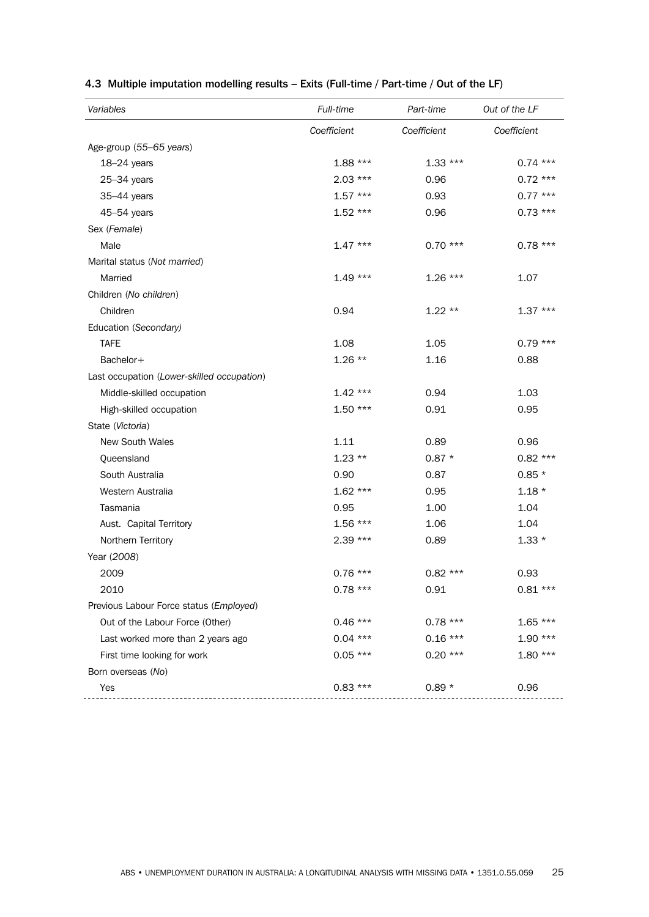## 4.3 Multiple imputation modelling results – Exits (Full-time / Part-time / Out of the LF)

| *Variables* | *Full-time* | *Part-time* | *Out of the LF* |
|---|---|---|---|
| | *Coefficient* | *Coefficient* | *Coefficient* |
| Age-group (*55–65 years*) | | | |
| 18–24 years | 1.88 *** | 1.33 *** | 0.74 *** |
| 25–34 years | 2.03 *** | 0.96 | 0.72 *** |
| 35–44 years | 1.57 *** | 0.93 | 0.77 *** |
| 45–54 years | 1.52 *** | 0.96 | 0.73 *** |
| Sex (*Female*) | | | |
| Male | 1.47 *** | 0.70 *** | 0.78 *** |
| Marital status (*Not married*) | | | |
| Married | 1.49 *** | 1.26 *** | 1.07 |
| Children (*No children*) | | | |
| Children | 0.94 | 1.22 ** | 1.37 *** |
| Education (*Secondary)* | | | |
| TAFE | 1.08 | 1.05 | 0.79 *** |
| Bachelor+ | 1.26 ** | 1.16 | 0.88 |
| Last occupation (*Lower-skilled occupation*) | | | |
| Middle-skilled occupation | 1.42 *** | 0.94 | 1.03 |
| High-skilled occupation | 1.50 *** | 0.91 | 0.95 |
| State (*Victoria*) | | | |
| New South Wales | 1.11 | 0.89 | 0.96 |
| Queensland | 1.23 ** | 0.87 * | 0.82 *** |
| South Australia | 0.90 | 0.87 | 0.85 * |
| Western Australia | 1.62 *** | 0.95 | 1.18 * |
| Tasmania | 0.95 | 1.00 | 1.04 |
| Aust. Capital Territory | 1.56 *** | 1.06 | 1.04 |
| Northern Territory | 2.39 *** | 0.89 | 1.33 * |
| Year (*2008*) | | | |
| 2009 | 0.76 *** | 0.82 *** | 0.93 |
| 2010 | 0.78 *** | 0.91 | 0.81 *** |
| Previous Labour Force status (*Employed*) | | | |
| Out of the Labour Force (Other) | 0.46 *** | 0.78 *** | 1.65 *** |
| Last worked more than 2 years ago | 0.04 *** | 0.16 *** | 1.90 *** |
| First time looking for work | 0.05 *** | 0.20 *** | 1.80 *** |
| Born overseas (*No*) | | | |
| Yes | 0.83 *** | 0.89 * | 0.96 |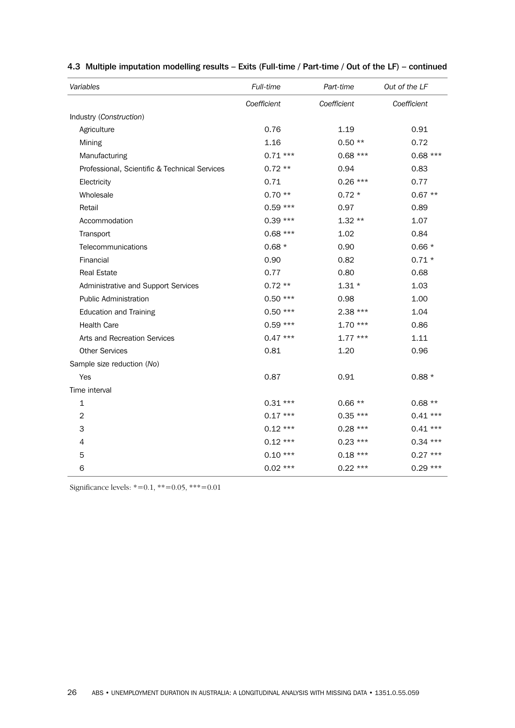### 4.3 Multiple imputation modelling results – Exits (Full-time / Part-time / Out of the LF) – continued

| *Variables* | *Full-time* | *Part-time* | *Out of the LF* |
|---|---|---|---|
| | *Coefficient* | *Coefficient* | *Coefficient* |
| Industry (*Construction*) | | | |
| Agriculture | 0.76 | 1.19 | 0.91 |
| Mining | 1.16 | 0.50 ** | 0.72 |
| Manufacturing | 0.71 *** | 0.68 *** | 0.68 *** |
| Professional, Scientific & Technical Services | 0.72 ** | 0.94 | 0.83 |
| Electricity | 0.71 | 0.26 *** | 0.77 |
| Wholesale | 0.70 ** | 0.72 * | 0.67 ** |
| Retail | 0.59 *** | 0.97 | 0.89 |
| Accommodation | 0.39 *** | 1.32 ** | 1.07 |
| Transport | 0.68 *** | 1.02 | 0.84 |
| Telecommunications | 0.68 * | 0.90 | 0.66 * |
| Financial | 0.90 | 0.82 | 0.71 * |
| Real Estate | 0.77 | 0.80 | 0.68 |
| Administrative and Support Services | 0.72 ** | 1.31 * | 1.03 |
| Public Administration | 0.50 *** | 0.98 | 1.00 |
| Education and Training | 0.50 *** | 2.38 *** | 1.04 |
| Health Care | 0.59 *** | 1.70 *** | 0.86 |
| Arts and Recreation Services | 0.47 *** | 1.77 *** | 1.11 |
| Other Services | 0.81 | 1.20 | 0.96 |
| Sample size reduction (*No*) | | | |
| Yes | 0.87 | 0.91 | 0.88 * |
| Time interval | | | |
| 1 | 0.31 *** | 0.66 ** | 0.68 ** |
| 2 | 0.17 *** | 0.35 *** | 0.41 *** |
| 3 | 0.12 *** | 0.28 *** | 0.41 *** |
| 4 | 0.12 *** | 0.23 *** | 0.34 *** |
| 5 | 0.10 *** | 0.18 *** | 0.27 *** |
| 6 | 0.02 *** | 0.22 *** | 0.29 *** |

Significance levels: *=0.1, **=0.05, ***=0.01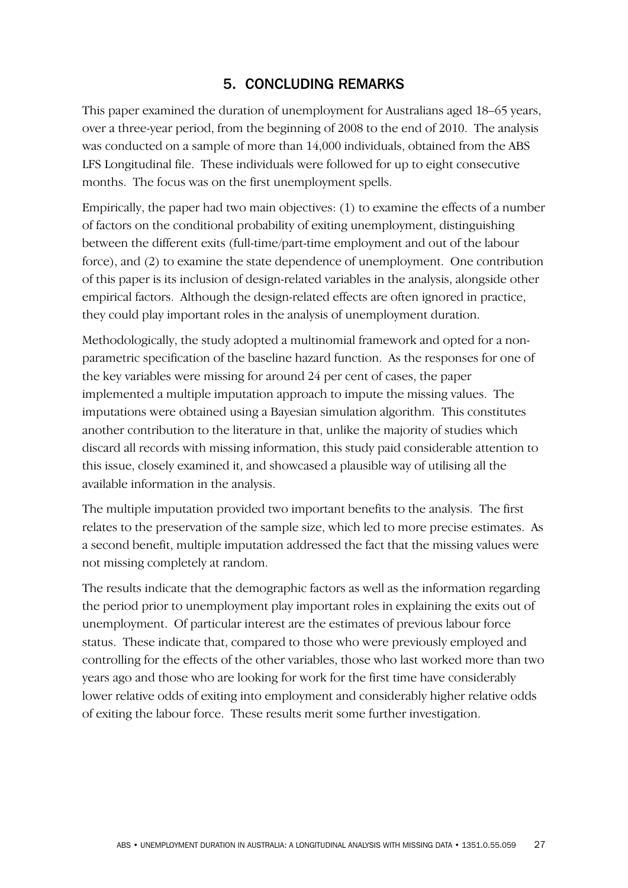## 5. CONCLUDING REMARKS

This paper examined the duration of unemployment for Australians aged 18–65 years, over a three-year period, from the beginning of 2008 to the end of 2010. The analysis was conducted on a sample of more than 14,000 individuals, obtained from the ABS LFS Longitudinal file. These individuals were followed for up to eight consecutive months. The focus was on the first unemployment spells.

Empirically, the paper had two main objectives: (1) to examine the effects of a number of factors on the conditional probability of exiting unemployment, distinguishing between the different exits (full-time/part-time employment and out of the labour force), and (2) to examine the state dependence of unemployment. One contribution of this paper is its inclusion of design-related variables in the analysis, alongside other empirical factors. Although the design-related effects are often ignored in practice, they could play important roles in the analysis of unemployment duration.

Methodologically, the study adopted a multinomial framework and opted for a non-parametric specification of the baseline hazard function. As the responses for one of the key variables were missing for around 24 per cent of cases, the paper implemented a multiple imputation approach to impute the missing values. The imputations were obtained using a Bayesian simulation algorithm. This constitutes another contribution to the literature in that, unlike the majority of studies which discard all records with missing information, this study paid considerable attention to this issue, closely examined it, and showcased a plausible way of utilising all the available information in the analysis.

The multiple imputation provided two important benefits to the analysis. The first relates to the preservation of the sample size, which led to more precise estimates. As a second benefit, multiple imputation addressed the fact that the missing values were not missing completely at random.

The results indicate that the demographic factors as well as the information regarding the period prior to unemployment play important roles in explaining the exits out of unemployment. Of particular interest are the estimates of previous labour force status. These indicate that, compared to those who were previously employed and controlling for the effects of the other variables, those who last worked more than two years ago and those who are looking for work for the first time have considerably lower relative odds of exiting into employment and considerably higher relative odds of exiting the labour force. These results merit some further investigation.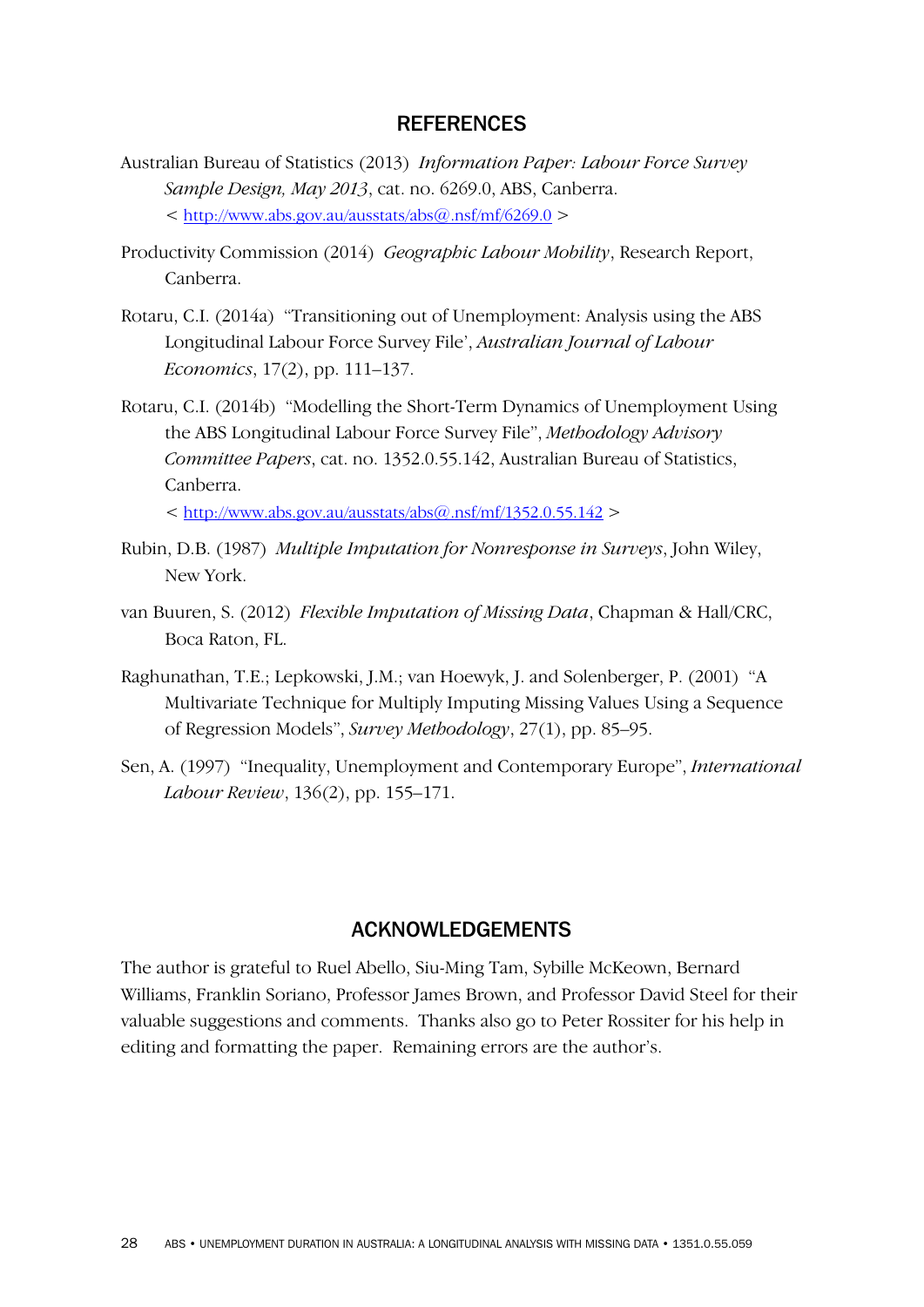## REFERENCES

Australian Bureau of Statistics (2013) *Information Paper: Labour Force Survey Sample Design, May 2013*, cat. no. 6269.0, ABS, Canberra.
< http://www.abs.gov.au/ausstats/abs@.nsf/mf/6269.0 >

Productivity Commission (2014) *Geographic Labour Mobility*, Research Report, Canberra.

Rotaru, C.I. (2014a) "Transitioning out of Unemployment: Analysis using the ABS Longitudinal Labour Force Survey File', *Australian Journal of Labour Economics*, 17(2), pp. 111–137.

Rotaru, C.I. (2014b) "Modelling the Short-Term Dynamics of Unemployment Using the ABS Longitudinal Labour Force Survey File", *Methodology Advisory Committee Papers*, cat. no. 1352.0.55.142, Australian Bureau of Statistics, Canberra.
< http://www.abs.gov.au/ausstats/abs@.nsf/mf/1352.0.55.142 >

Rubin, D.B. (1987) *Multiple Imputation for Nonresponse in Surveys*, John Wiley, New York.

van Buuren, S. (2012) *Flexible Imputation of Missing Data*, Chapman & Hall/CRC, Boca Raton, FL.

Raghunathan, T.E.; Lepkowski, J.M.; van Hoewyk, J. and Solenberger, P. (2001) "A Multivariate Technique for Multiply Imputing Missing Values Using a Sequence of Regression Models", *Survey Methodology*, 27(1), pp. 85–95.

Sen, A. (1997) "Inequality, Unemployment and Contemporary Europe", *International Labour Review*, 136(2), pp. 155–171.

## ACKNOWLEDGEMENTS

The author is grateful to Ruel Abello, Siu-Ming Tam, Sybille McKeown, Bernard Williams, Franklin Soriano, Professor James Brown, and Professor David Steel for their valuable suggestions and comments. Thanks also go to Peter Rossiter for his help in editing and formatting the paper. Remaining errors are the author's.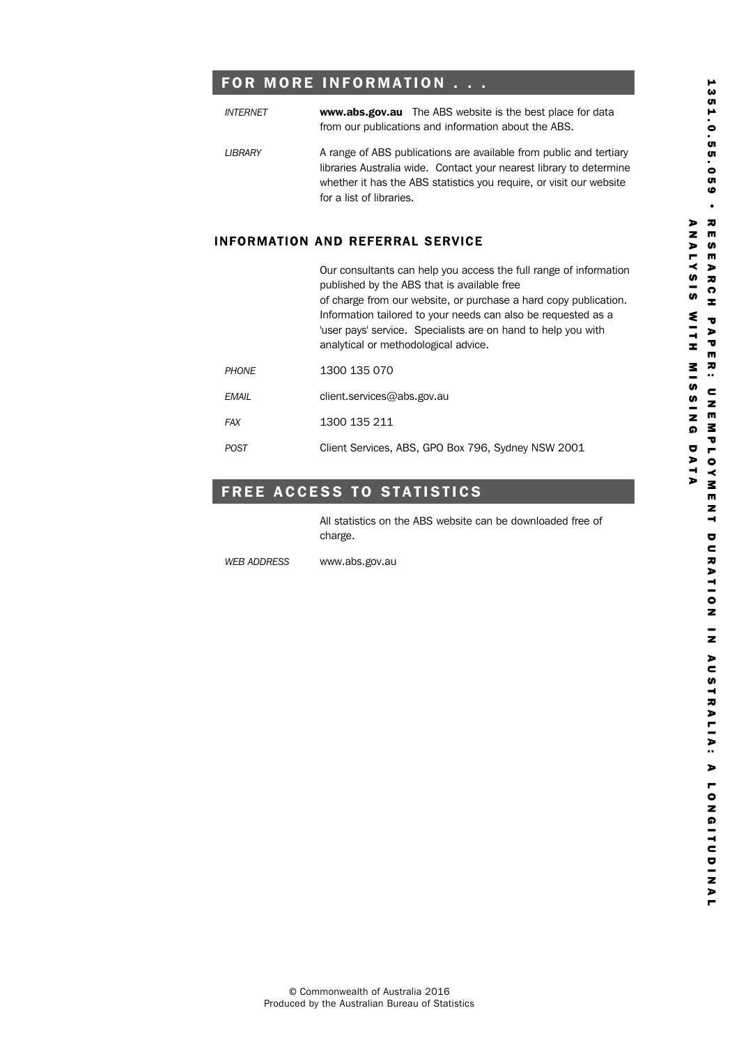## FOR MORE INFORMATION . . .

| | |
|---|---|
| *INTERNET* | **www.abs.gov.au** The ABS website is the best place for data from our publications and information about the ABS. |
| *LIBRARY* | A range of ABS publications are available from public and tertiary libraries Australia wide. Contact your nearest library to determine whether it has the ABS statistics you require, or visit our website for a list of libraries. |

### INFORMATION AND REFERRAL SERVICE

Our consultants can help you access the full range of information published by the ABS that is available free of charge from our website, or purchase a hard copy publication. Information tailored to your needs can also be requested as a 'user pays' service. Specialists are on hand to help you with analytical or methodological advice.

| | |
|---|---|
| *PHONE* | 1300 135 070 |
| *EMAIL* | client.services@abs.gov.au |
| *FAX* | 1300 135 211 |
| *POST* | Client Services, ABS, GPO Box 796, Sydney NSW 2001 |

## FREE ACCESS TO STATISTICS

All statistics on the ABS website can be downloaded free of charge.

| | |
|---|---|
| *WEB ADDRESS* | www.abs.gov.au |

© Commonwealth of Australia 2016
Produced by the Australian Bureau of Statistics